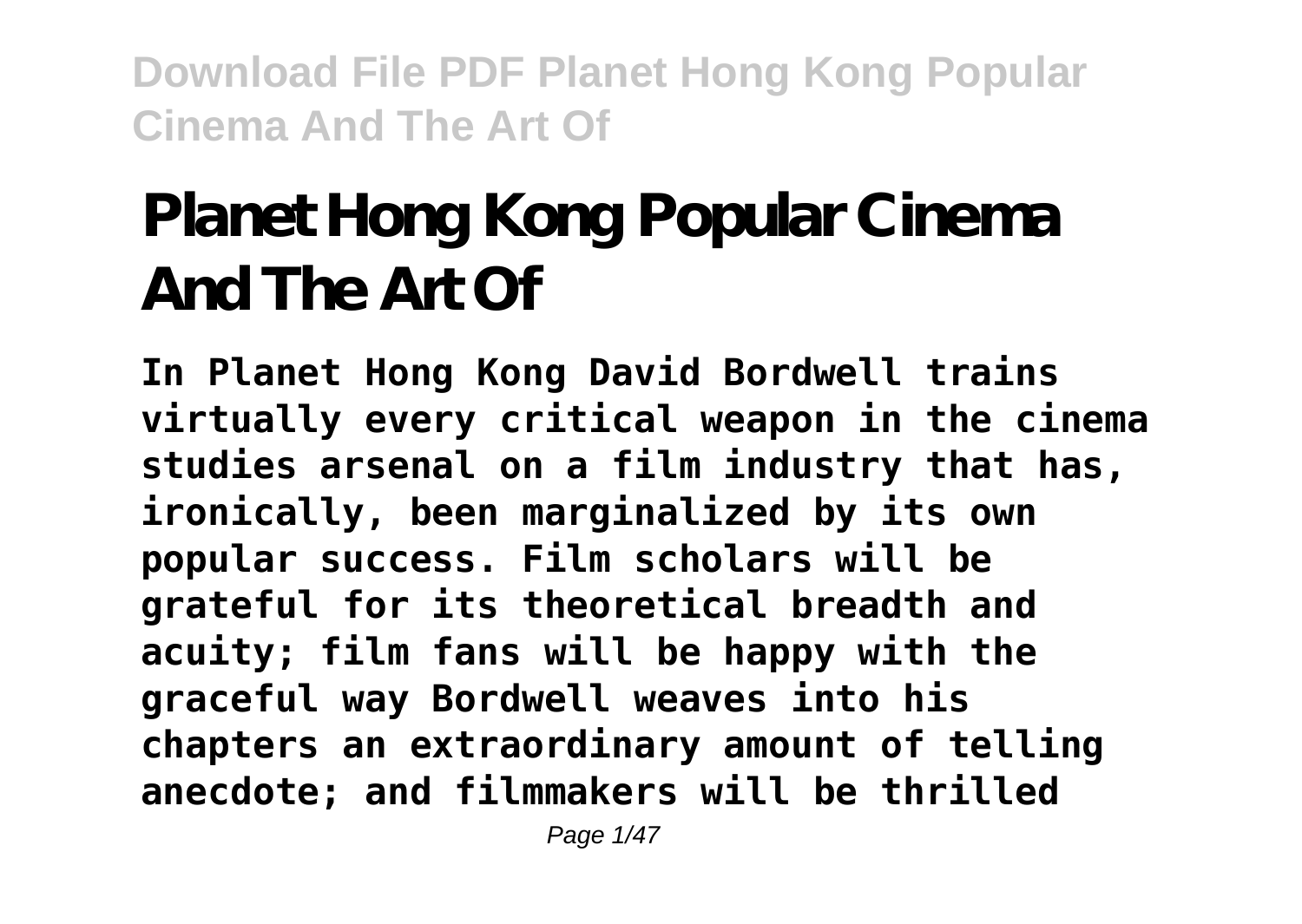# Planet Hong Kong Popular Cinema And The Art Of

**In Planet Hong Kong David Bordwell trains virtually every critical weapon in the cinema studies arsenal on a film industry that has, ironically, been marginalized by its own popular success. Film scholars will be grateful for its theoretical breadth and acuity; film fans will be happy with the graceful way Bordwell weaves into his chapters an extraordinary amount of telling anecdote; and filmmakers will be thrilled**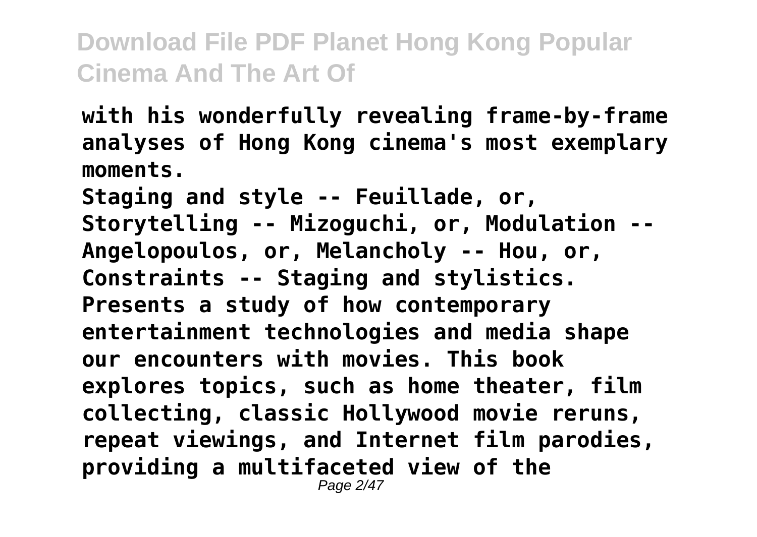**with his wonderfully revealing frame-by-frame analyses of Hong Kong cinema's most exemplary moments.**

**Staging and style -- Feuillade, or, Storytelling -- Mizoguchi, or, Modulation -- Angelopoulos, or, Melancholy -- Hou, or, Constraints -- Staging and stylistics.**

**Presents a study of how contemporary entertainment technologies and media shape our encounters with movies. This book explores topics, such as home theater, film collecting, classic Hollywood movie reruns, repeat viewings, and Internet film parodies, providing a multifaceted view of the**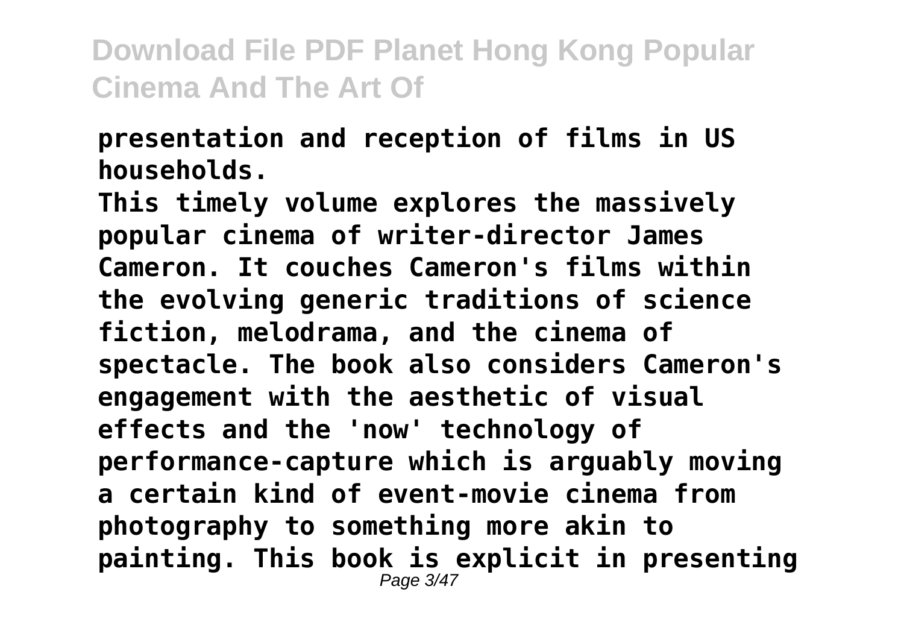**presentation and reception of films in US households.**

**This timely volume explores the massively popular cinema of writer-director James Cameron. It couches Cameron's films within the evolving generic traditions of science fiction, melodrama, and the cinema of spectacle. The book also considers Cameron's engagement with the aesthetic of visual effects and the 'now' technology of performance-capture which is arguably moving a certain kind of event-movie cinema from photography to something more akin to painting. This book is explicit in presenting**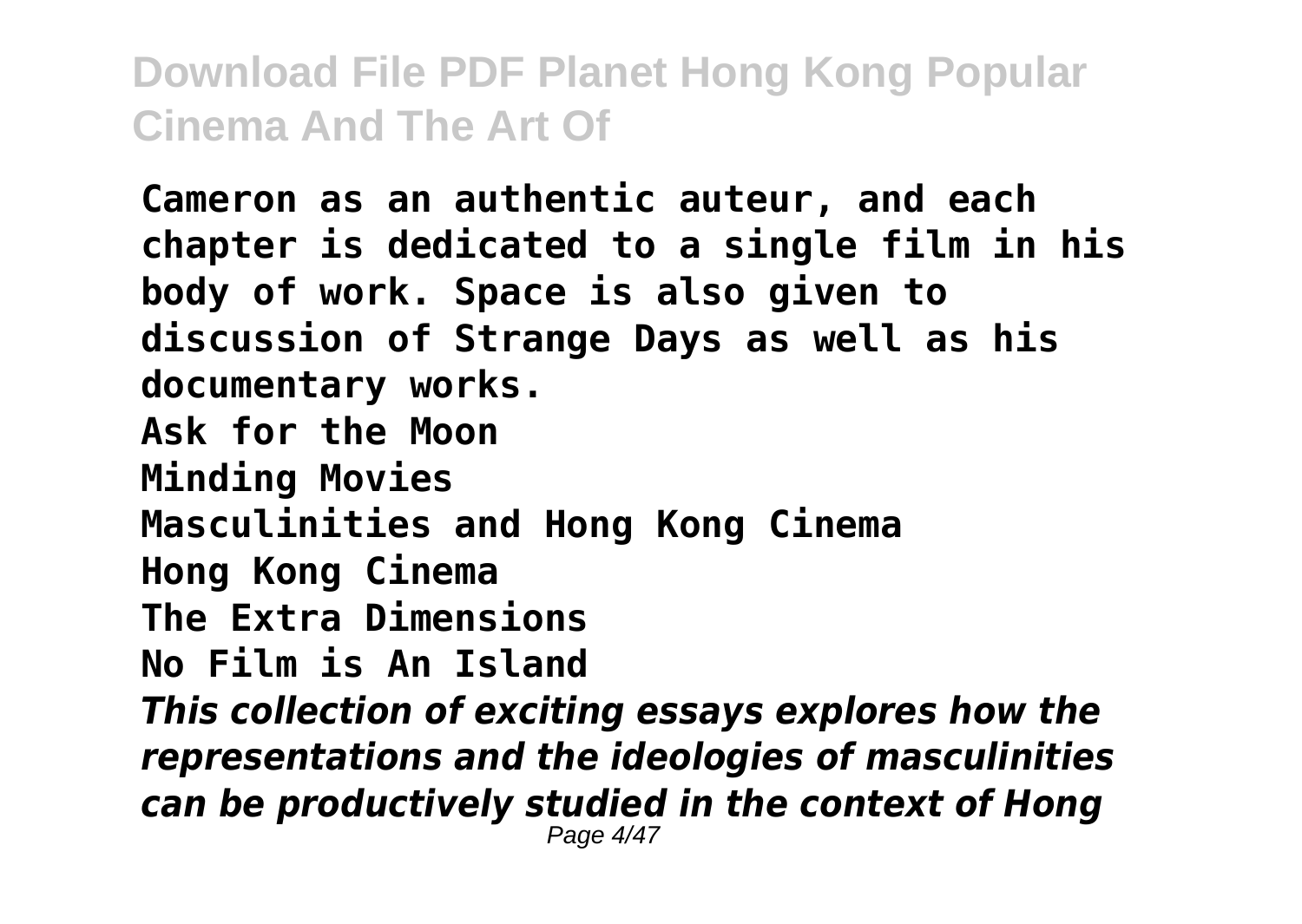**Cameron as an authentic auteur, and each chapter is dedicated to a single film in his body of work. Space is also given to discussion of Strange Days as well as his documentary works.**

**Ask for the Moon**

**Minding Movies**

**Masculinities and Hong Kong Cinema**

**Hong Kong Cinema**

**The Extra Dimensions**

**No Film is An Island**

***This collection of exciting essays explores how the representations and the ideologies of masculinities can be productively studied in the context of Hong***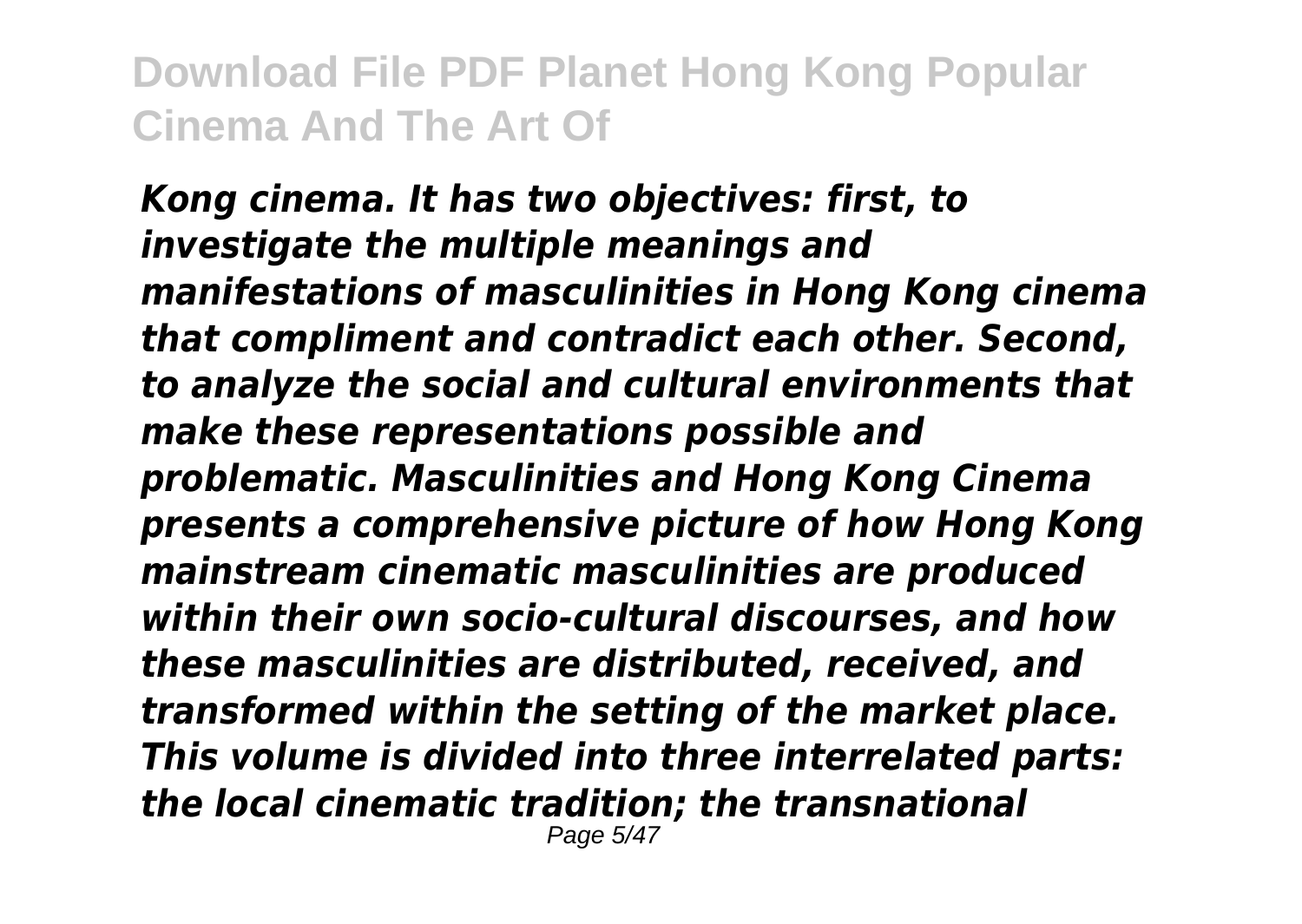*Kong cinema. It has two objectives: first, to investigate the multiple meanings and manifestations of masculinities in Hong Kong cinema that compliment and contradict each other. Second, to analyze the social and cultural environments that make these representations possible and problematic. Masculinities and Hong Kong Cinema presents a comprehensive picture of how Hong Kong mainstream cinematic masculinities are produced within their own socio-cultural discourses, and how these masculinities are distributed, received, and transformed within the setting of the market place. This volume is divided into three interrelated parts: the local cinematic tradition; the transnational*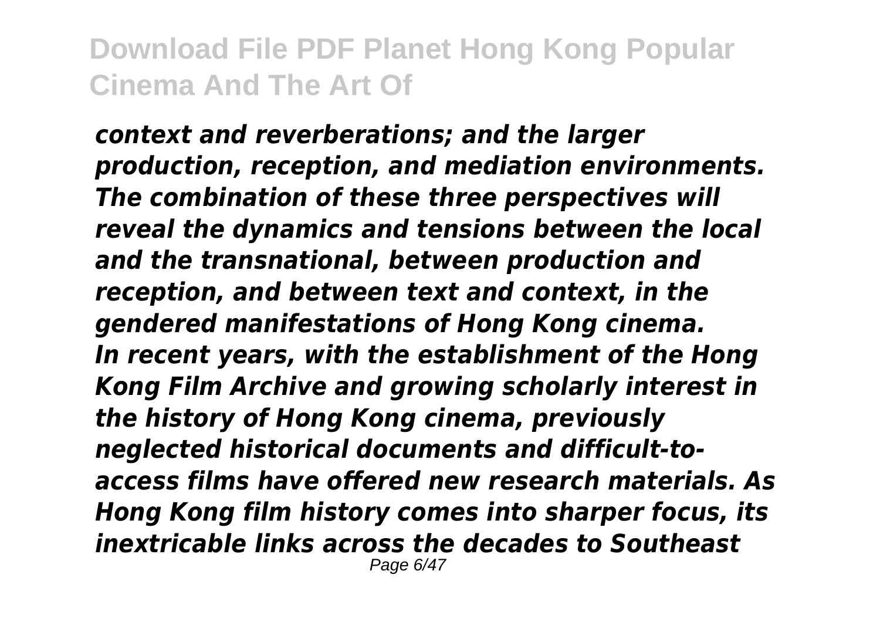*context and reverberations; and the larger production, reception, and mediation environments. The combination of these three perspectives will reveal the dynamics and tensions between the local and the transnational, between production and reception, and between text and context, in the gendered manifestations of Hong Kong cinema.*

*In recent years, with the establishment of the Hong Kong Film Archive and growing scholarly interest in the history of Hong Kong cinema, previously neglected historical documents and difficult-to-access films have offered new research materials. As Hong Kong film history comes into sharper focus, its inextricable links across the decades to Southeast*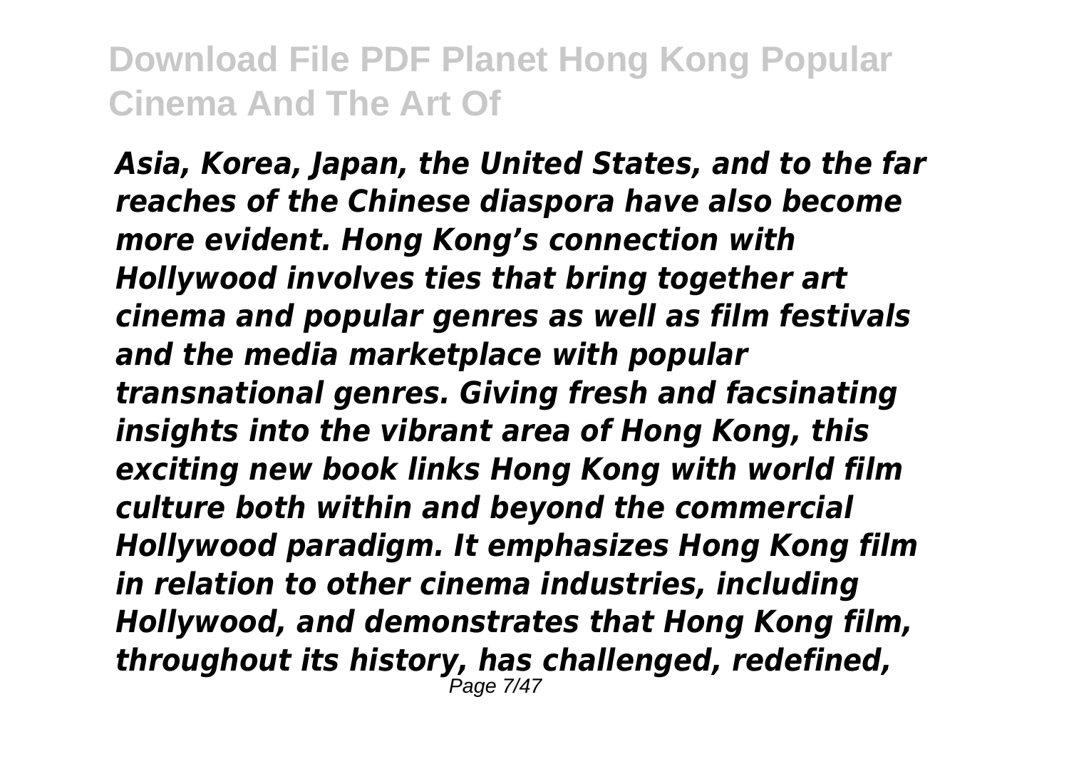*Asia, Korea, Japan, the United States, and to the far reaches of the Chinese diaspora have also become more evident. Hong Kong's connection with Hollywood involves ties that bring together art cinema and popular genres as well as film festivals and the media marketplace with popular transnational genres. Giving fresh and facsinating insights into the vibrant area of Hong Kong, this exciting new book links Hong Kong with world film culture both within and beyond the commercial Hollywood paradigm. It emphasizes Hong Kong film in relation to other cinema industries, including Hollywood, and demonstrates that Hong Kong film, throughout its history, has challenged, redefined,*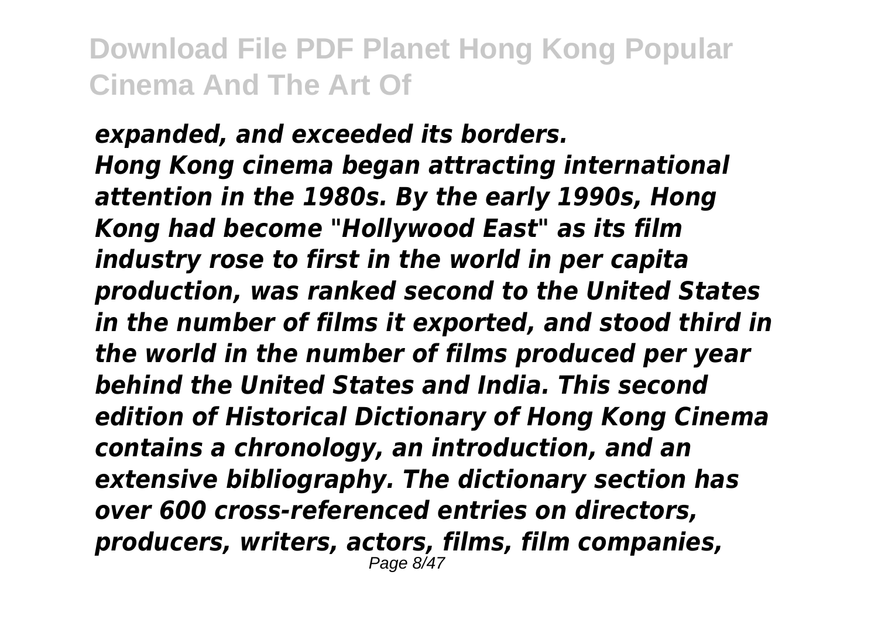*expanded, and exceeded its borders.*

*Hong Kong cinema began attracting international attention in the 1980s. By the early 1990s, Hong Kong had become "Hollywood East" as its film industry rose to first in the world in per capita production, was ranked second to the United States in the number of films it exported, and stood third in the world in the number of films produced per year behind the United States and India. This second edition of Historical Dictionary of Hong Kong Cinema contains a chronology, an introduction, and an extensive bibliography. The dictionary section has over 600 cross-referenced entries on directors, producers, writers, actors, films, film companies,*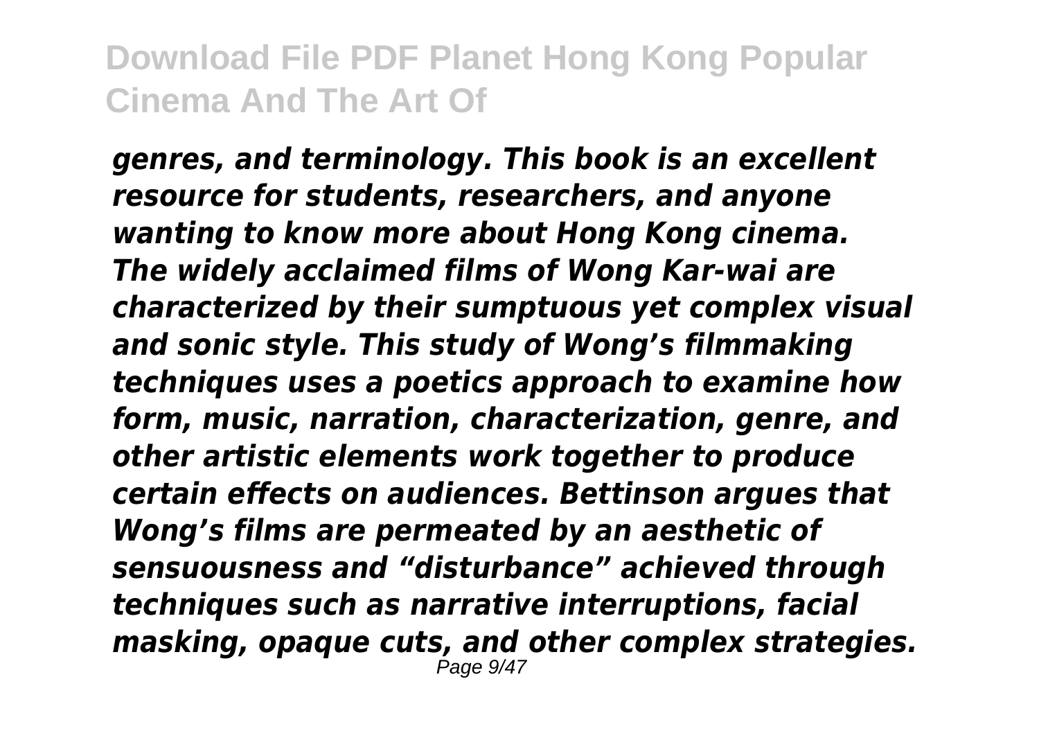*genres, and terminology. This book is an excellent resource for students, researchers, and anyone wanting to know more about Hong Kong cinema. The widely acclaimed films of Wong Kar-wai are characterized by their sumptuous yet complex visual and sonic style. This study of Wong's filmmaking techniques uses a poetics approach to examine how form, music, narration, characterization, genre, and other artistic elements work together to produce certain effects on audiences. Bettinson argues that Wong's films are permeated by an aesthetic of sensuousness and "disturbance" achieved through techniques such as narrative interruptions, facial masking, opaque cuts, and other complex strategies.*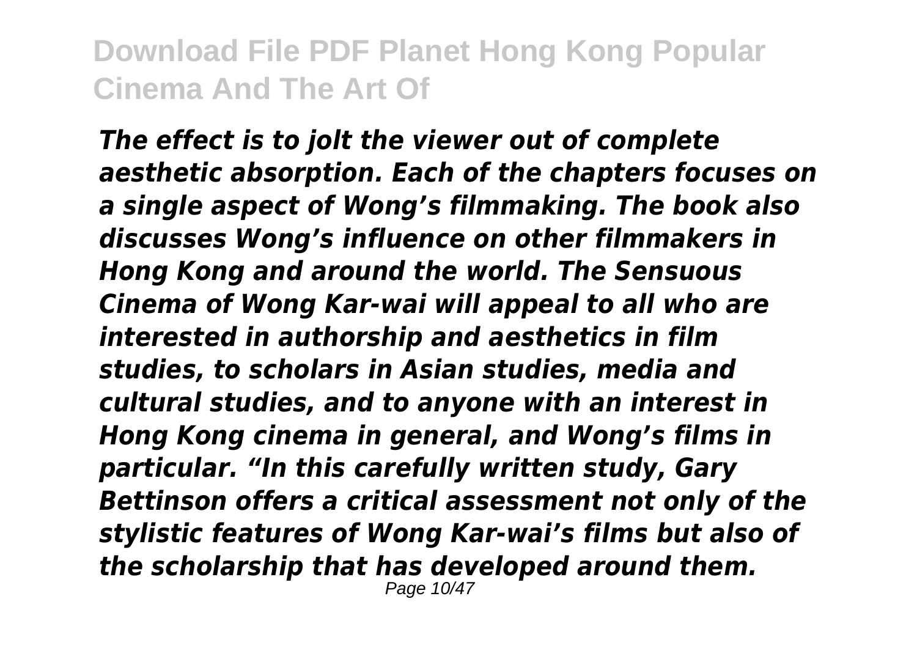*The effect is to jolt the viewer out of complete aesthetic absorption. Each of the chapters focuses on a single aspect of Wong's filmmaking. The book also discusses Wong's influence on other filmmakers in Hong Kong and around the world. The Sensuous Cinema of Wong Kar-wai will appeal to all who are interested in authorship and aesthetics in film studies, to scholars in Asian studies, media and cultural studies, and to anyone with an interest in Hong Kong cinema in general, and Wong's films in particular. "In this carefully written study, Gary Bettinson offers a critical assessment not only of the stylistic features of Wong Kar-wai's films but also of the scholarship that has developed around them.*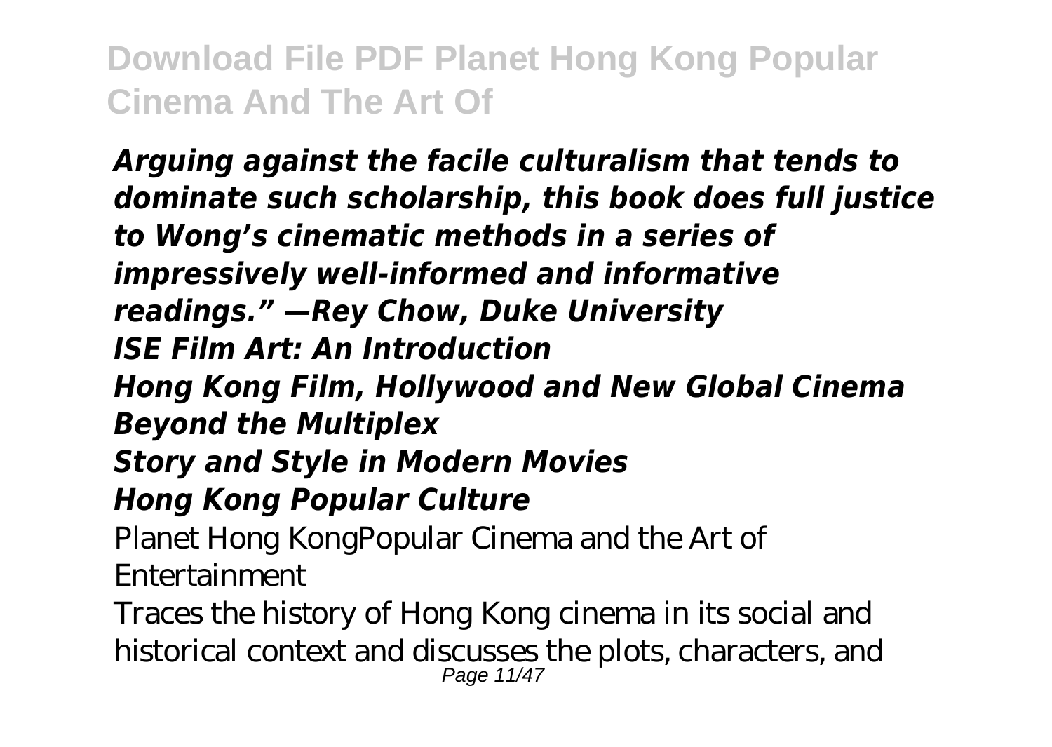***Arguing against the facile culturalism that tends to dominate such scholarship, this book does full justice to Wong's cinematic methods in a series of impressively well-informed and informative readings." —Rey Chow, Duke University***

***ISE Film Art: An Introduction***

***Hong Kong Film, Hollywood and New Global Cinema***

***Beyond the Multiplex***

***Story and Style in Modern Movies***

***Hong Kong Popular Culture***

Planet Hong KongPopular Cinema and the Art of Entertainment

Traces the history of Hong Kong cinema in its social and historical context and discusses the plots, characters, and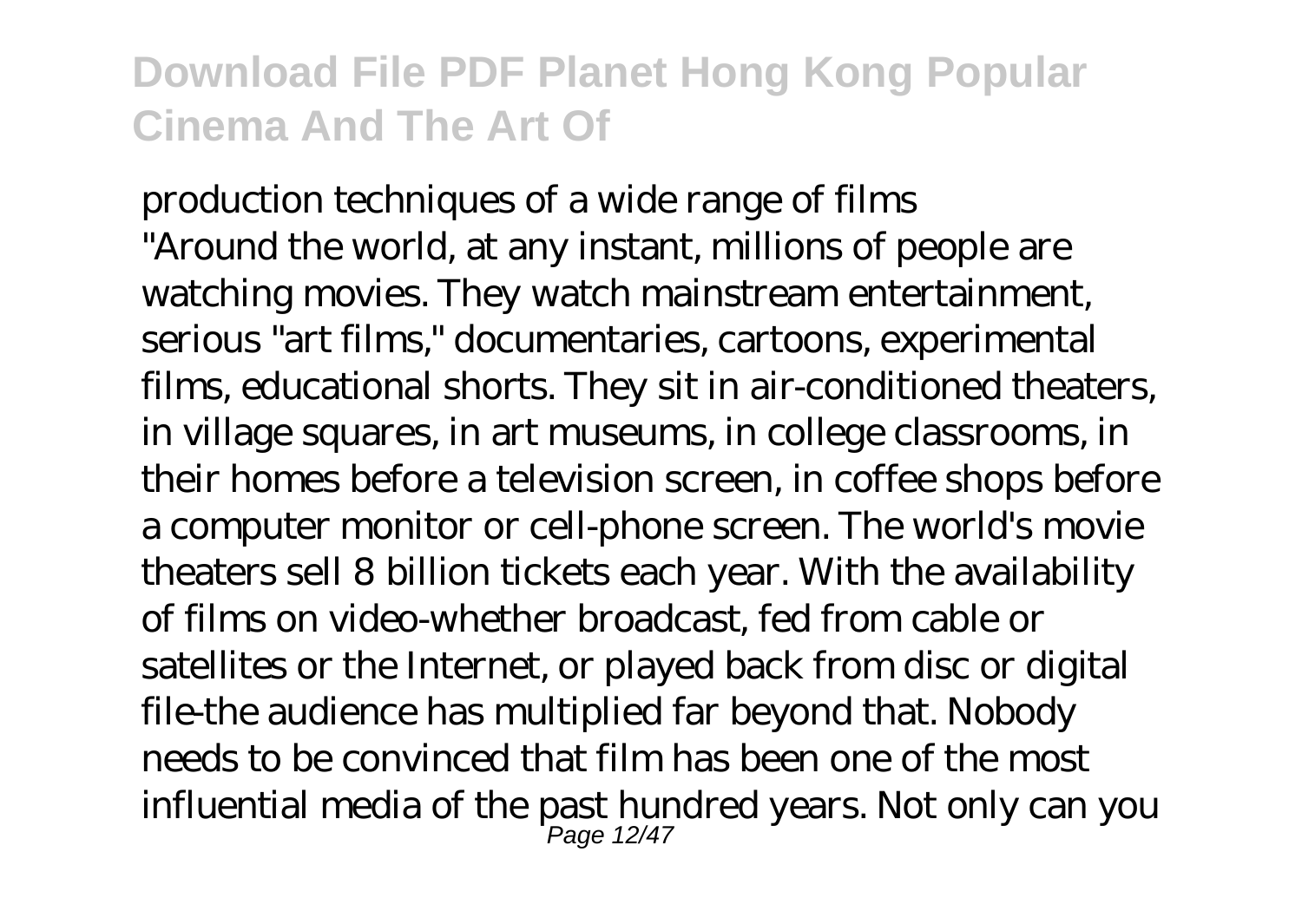production techniques of a wide range of films

"Around the world, at any instant, millions of people are watching movies. They watch mainstream entertainment, serious "art films," documentaries, cartoons, experimental films, educational shorts. They sit in air-conditioned theaters, in village squares, in art museums, in college classrooms, in their homes before a television screen, in coffee shops before a computer monitor or cell-phone screen. The world's movie theaters sell 8 billion tickets each year. With the availability of films on video-whether broadcast, fed from cable or satellites or the Internet, or played back from disc or digital file-the audience has multiplied far beyond that. Nobody needs to be convinced that film has been one of the most influential media of the past hundred years. Not only can you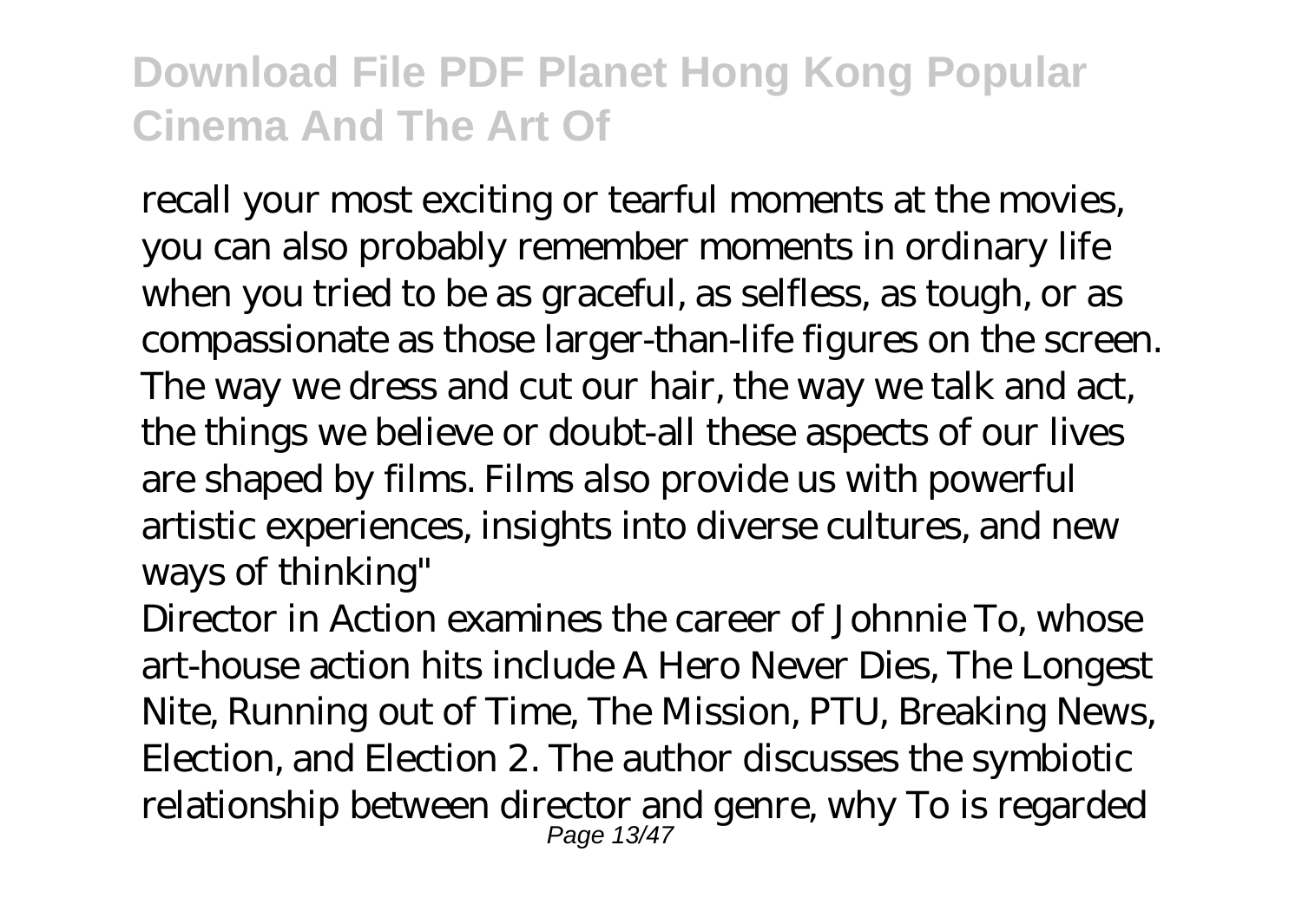recall your most exciting or tearful moments at the movies, you can also probably remember moments in ordinary life when you tried to be as graceful, as selfless, as tough, or as compassionate as those larger-than-life figures on the screen. The way we dress and cut our hair, the way we talk and act, the things we believe or doubt-all these aspects of our lives are shaped by films. Films also provide us with powerful artistic experiences, insights into diverse cultures, and new ways of thinking"

Director in Action examines the career of Johnnie To, whose art-house action hits include A Hero Never Dies, The Longest Nite, Running out of Time, The Mission, PTU, Breaking News, Election, and Election 2. The author discusses the symbiotic relationship between director and genre, why To is regarded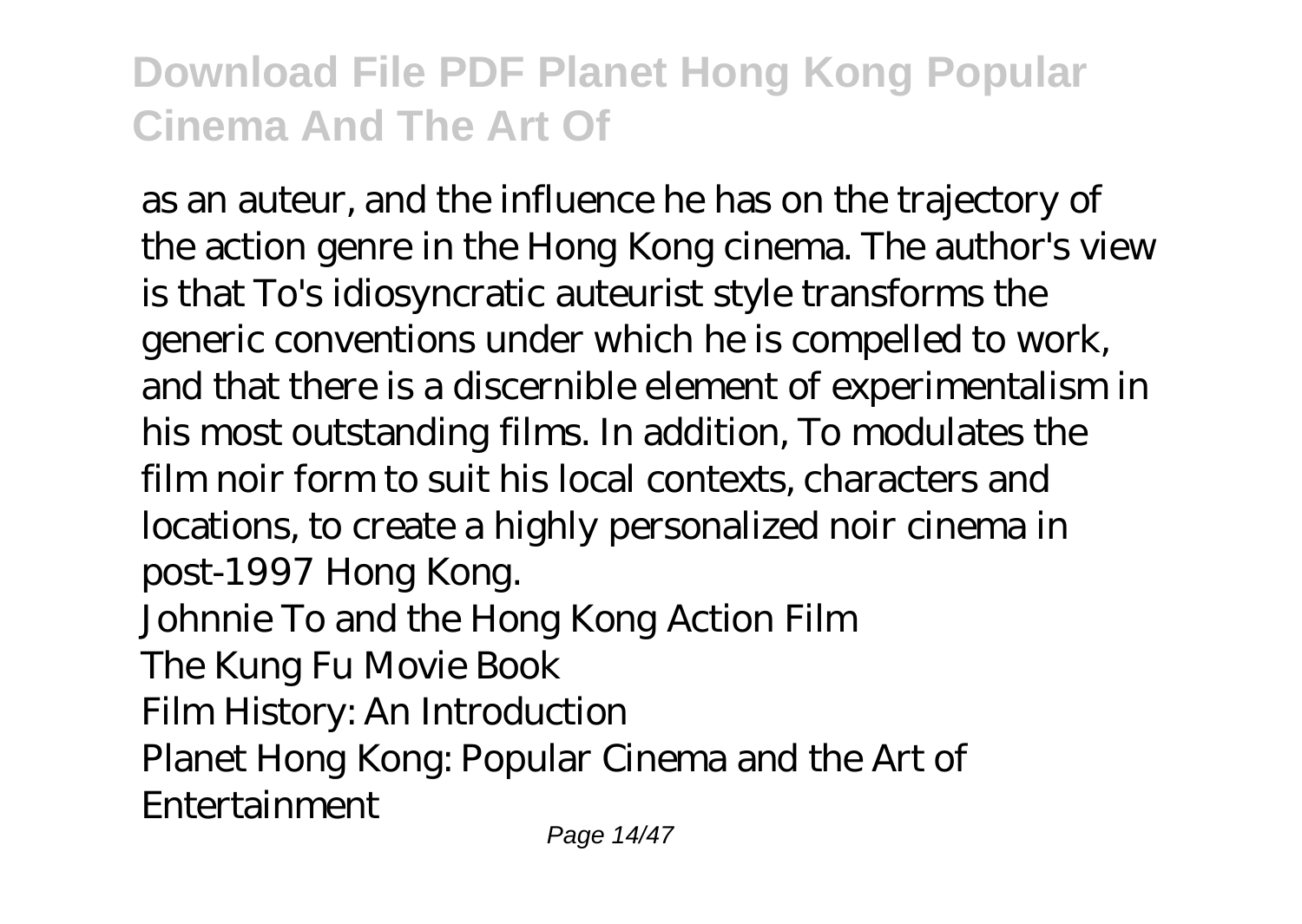as an auteur, and the influence he has on the trajectory of the action genre in the Hong Kong cinema. The author's view is that To's idiosyncratic auteurist style transforms the generic conventions under which he is compelled to work, and that there is a discernible element of experimentalism in his most outstanding films. In addition, To modulates the film noir form to suit his local contexts, characters and locations, to create a highly personalized noir cinema in post-1997 Hong Kong.

Johnnie To and the Hong Kong Action Film

The Kung Fu Movie Book

Film History: An Introduction

Planet Hong Kong: Popular Cinema and the Art of Entertainment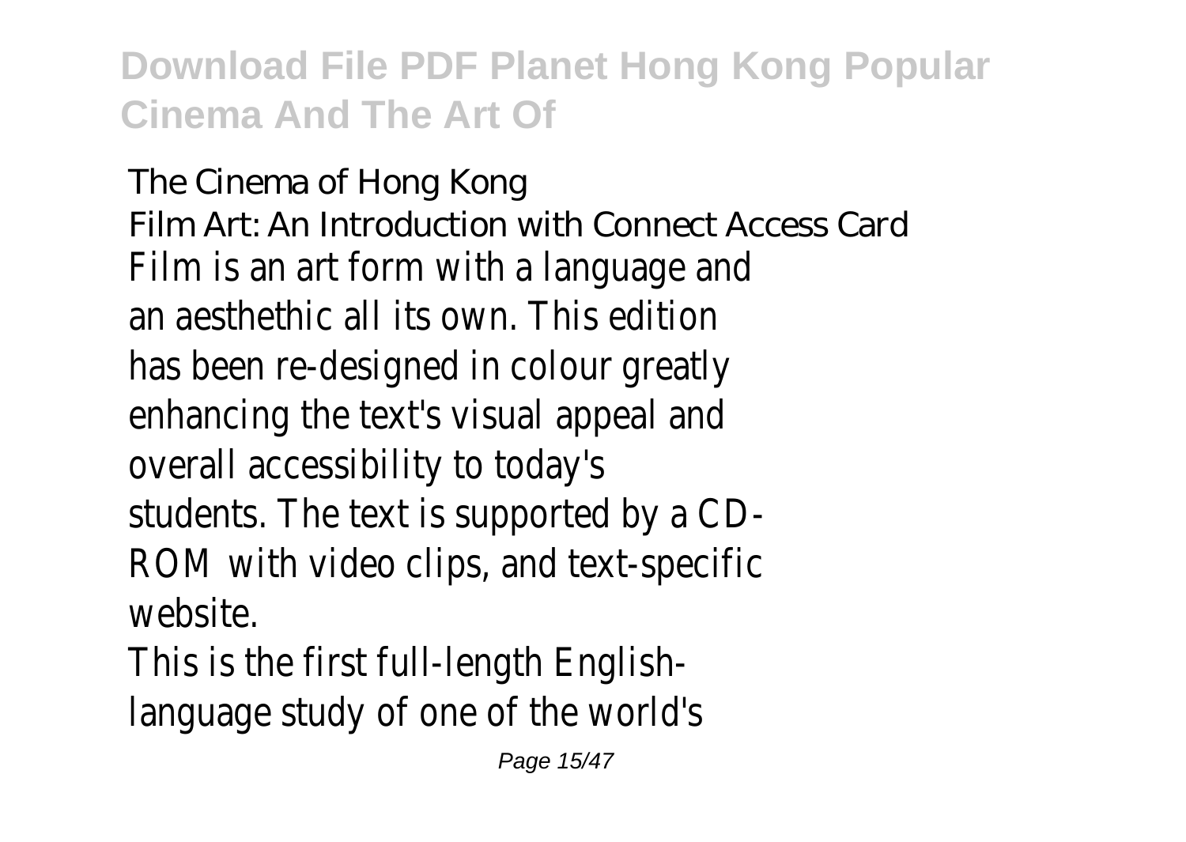The Cinema of Hong Kong
Film Art: An Introduction with Connect Access Card
Film is an art form with a language and an aesthethic all its own. This edition has been re-designed in colour greatly enhancing the text's visual appeal and overall accessibility to today's students. The text is supported by a CD-ROM with video clips, and text-specific website.
This is the first full-length English-language study of one of the world's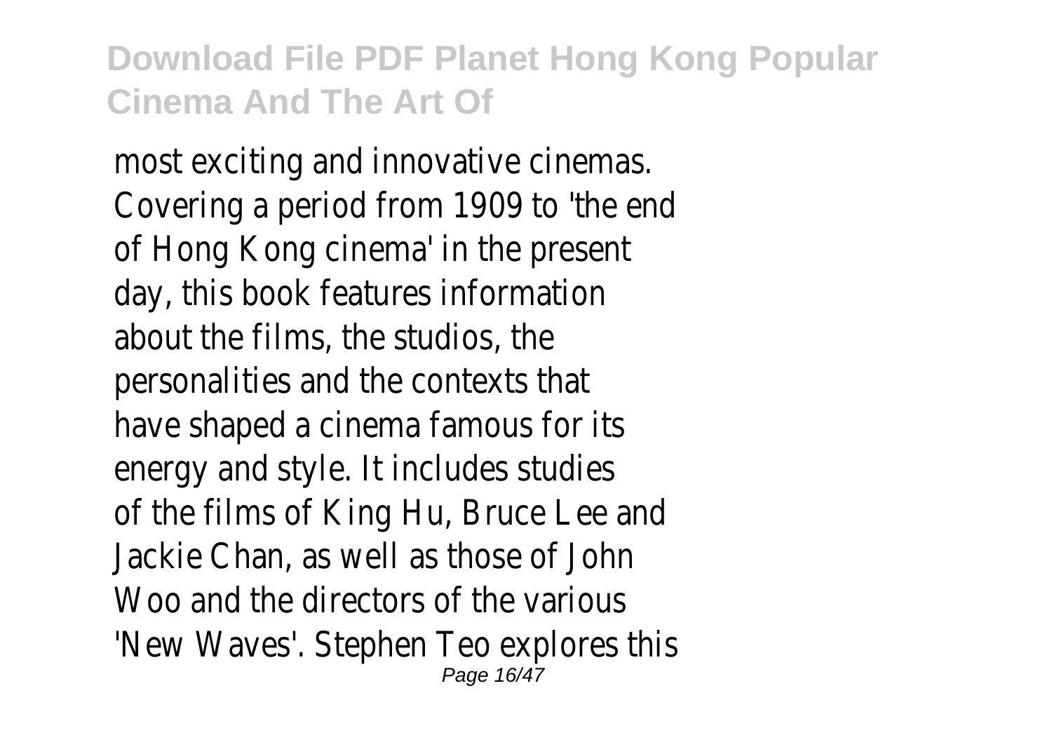most exciting and innovative cinemas. Covering a period from 1909 to 'the end of Hong Kong cinema' in the present day, this book features information about the films, the studios, the personalities and the contexts that have shaped a cinema famous for its energy and style. It includes studies of the films of King Hu, Bruce Lee and Jackie Chan, as well as those of John Woo and the directors of the various 'New Waves'. Stephen Teo explores this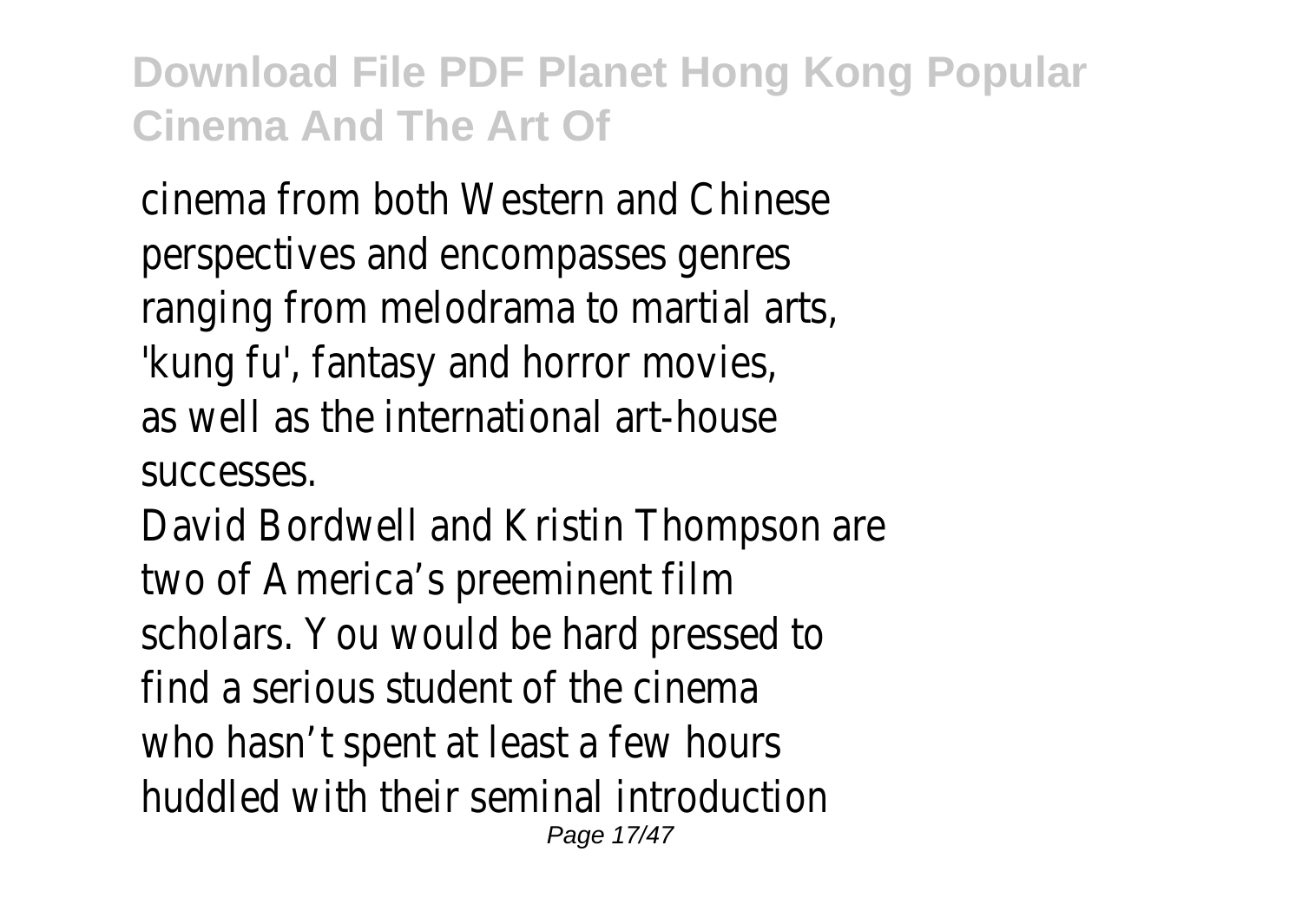cinema from both Western and Chinese perspectives and encompasses genres ranging from melodrama to martial arts, 'kung fu', fantasy and horror movies, as well as the international art-house successes.

David Bordwell and Kristin Thompson are two of America's preeminent film scholars. You would be hard pressed to find a serious student of the cinema who hasn't spent at least a few hours huddled with their seminal introduction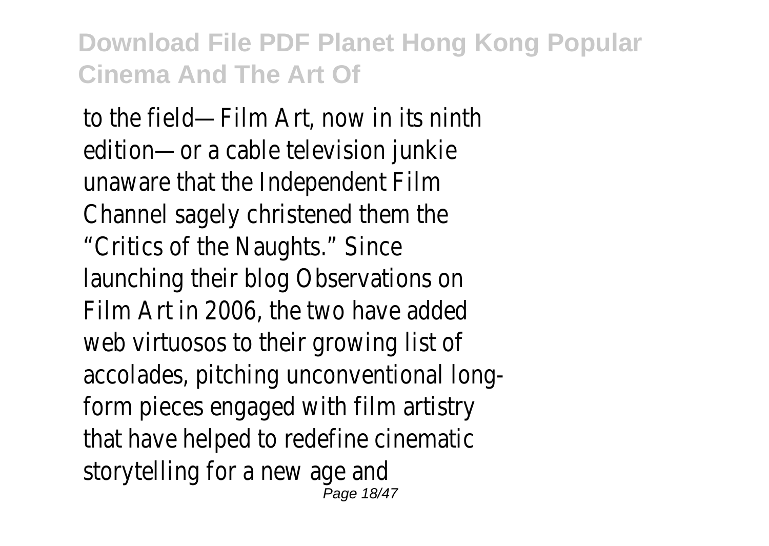to the field—Film Art, now in its ninth edition—or a cable television junkie unaware that the Independent Film Channel sagely christened them the "Critics of the Naughts." Since launching their blog Observations on Film Art in 2006, the two have added web virtuosos to their growing list of accolades, pitching unconventional long-form pieces engaged with film artistry that have helped to redefine cinematic storytelling for a new age and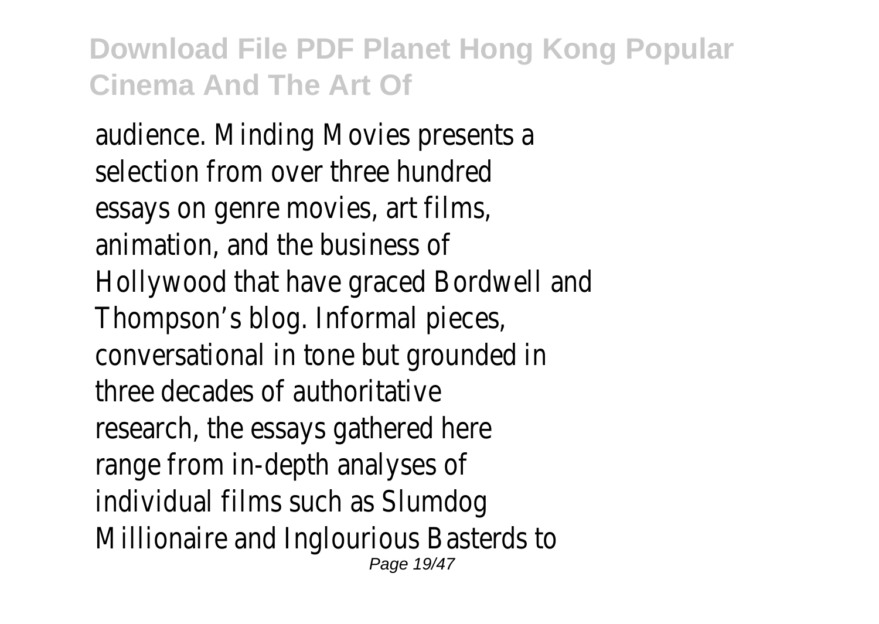audience. Minding Movies presents a selection from over three hundred essays on genre movies, art films, animation, and the business of Hollywood that have graced Bordwell and Thompson's blog. Informal pieces, conversational in tone but grounded in three decades of authoritative research, the essays gathered here range from in-depth analyses of individual films such as Slumdog Millionaire and Inglourious Basterds to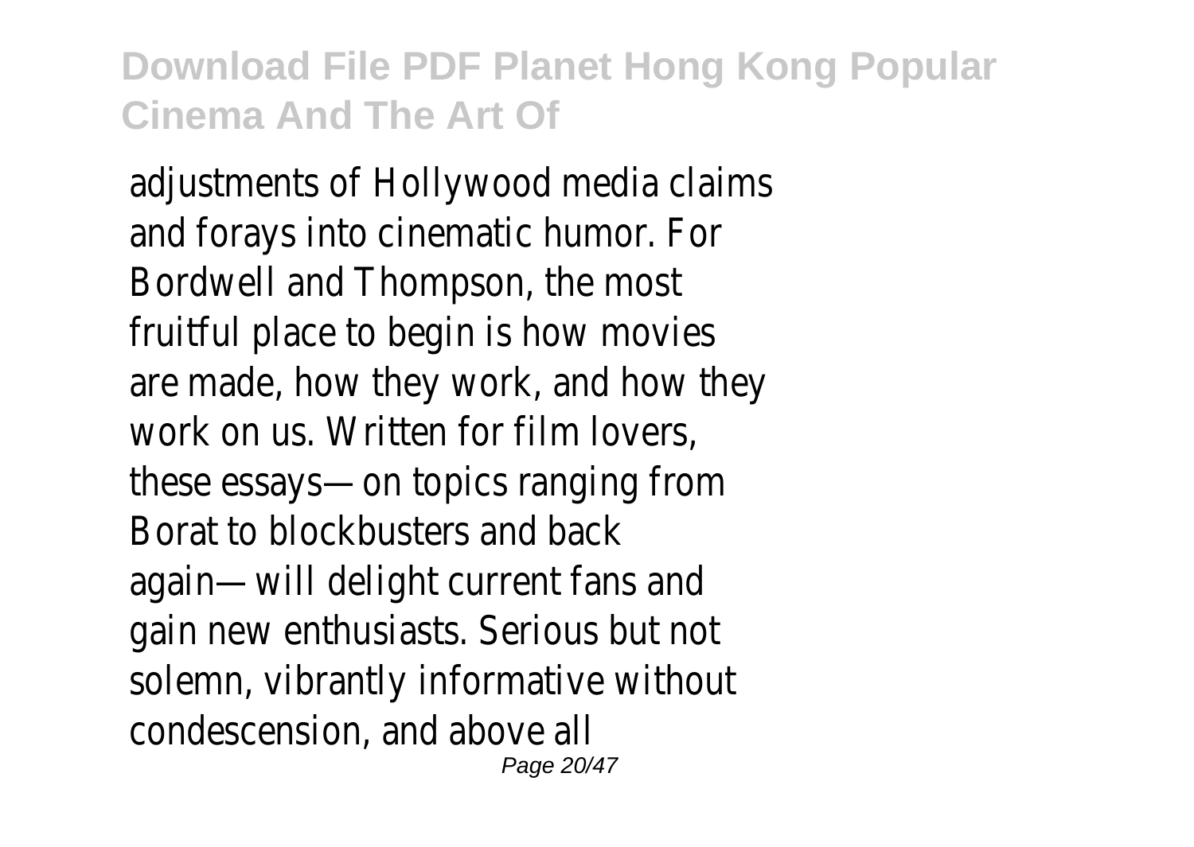adjustments of Hollywood media claims and forays into cinematic humor. For Bordwell and Thompson, the most fruitful place to begin is how movies are made, how they work, and how they work on us. Written for film lovers, these essays—on topics ranging from Borat to blockbusters and back again—will delight current fans and gain new enthusiasts. Serious but not solemn, vibrantly informative without condescension, and above all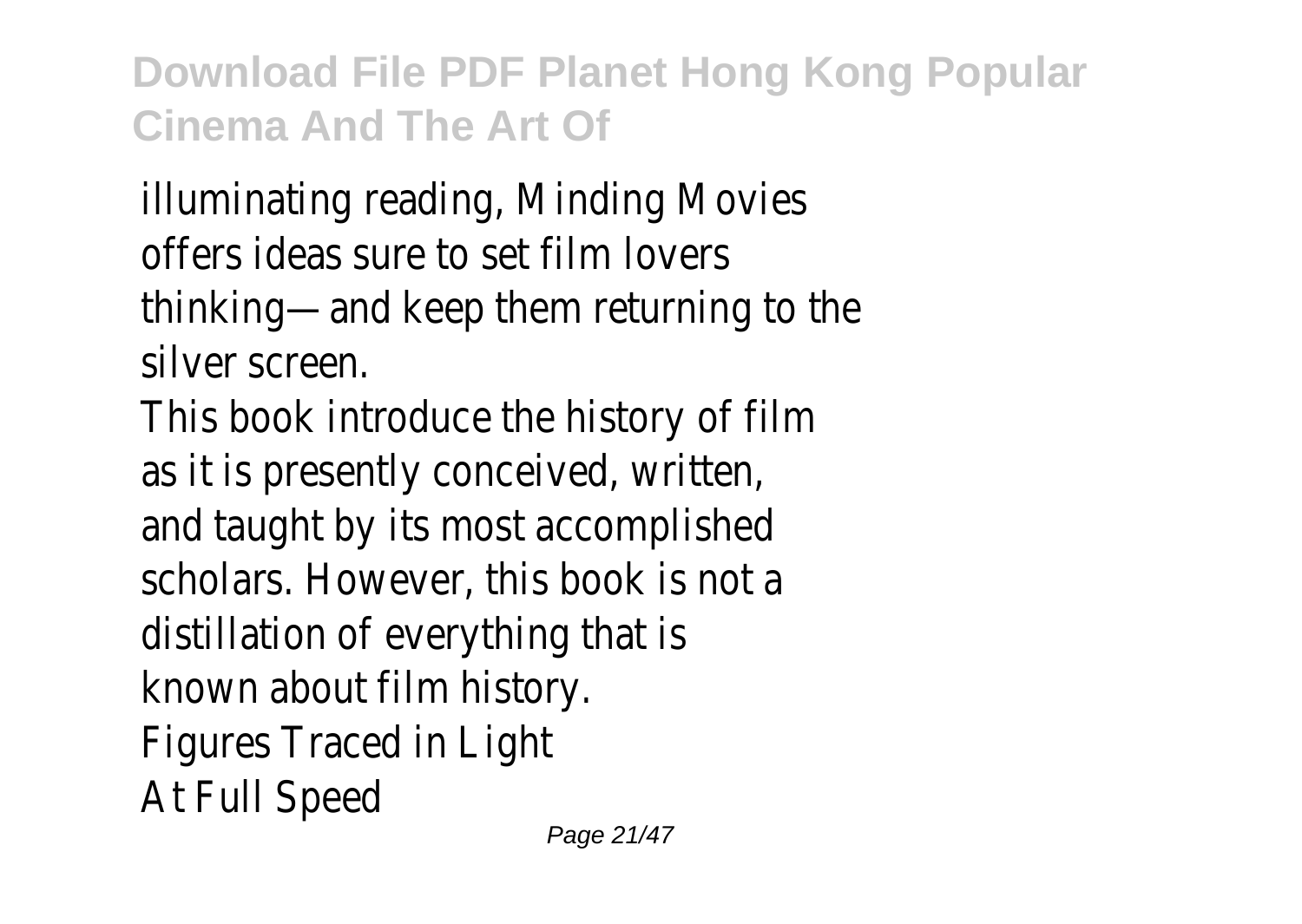illuminating reading, Minding Movies offers ideas sure to set film lovers thinking—and keep them returning to the silver screen.

This book introduce the history of film as it is presently conceived, written, and taught by its most accomplished scholars. However, this book is not a distillation of everything that is known about film history.

Figures Traced in Light

At Full Speed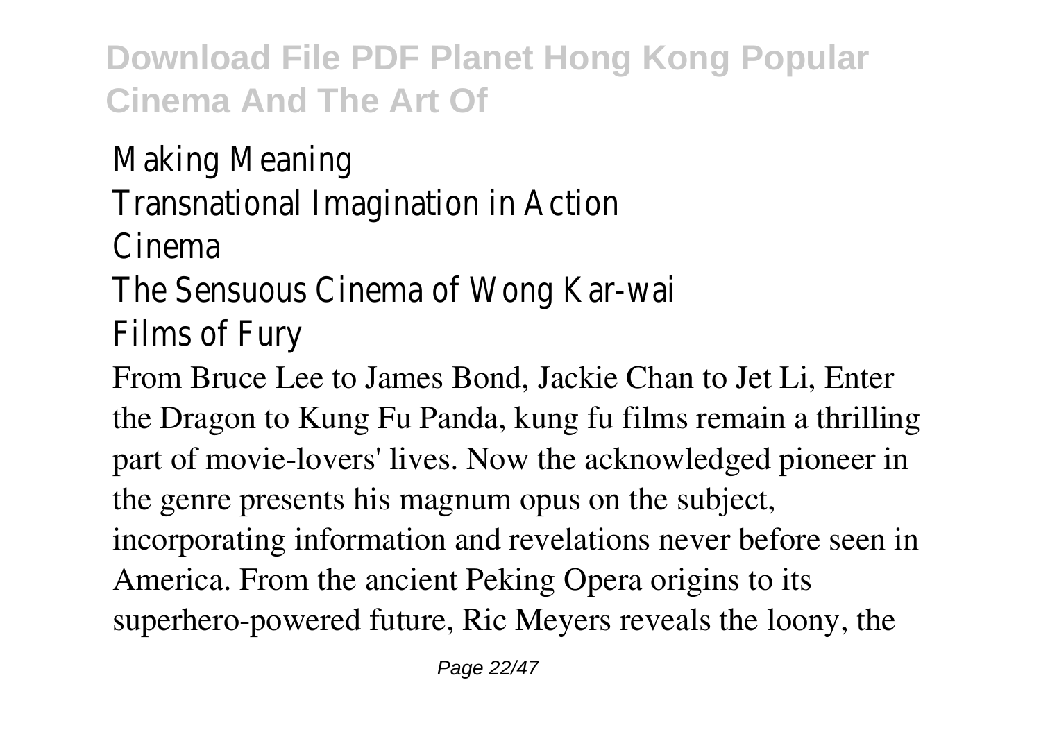Making Meaning
Transnational Imagination in Action
Cinema
The Sensuous Cinema of Wong Kar-wai
Films of Fury

From Bruce Lee to James Bond, Jackie Chan to Jet Li, Enter the Dragon to Kung Fu Panda, kung fu films remain a thrilling part of movie-lovers' lives. Now the acknowledged pioneer in the genre presents his magnum opus on the subject, incorporating information and revelations never before seen in America. From the ancient Peking Opera origins to its superhero-powered future, Ric Meyers reveals the loony, the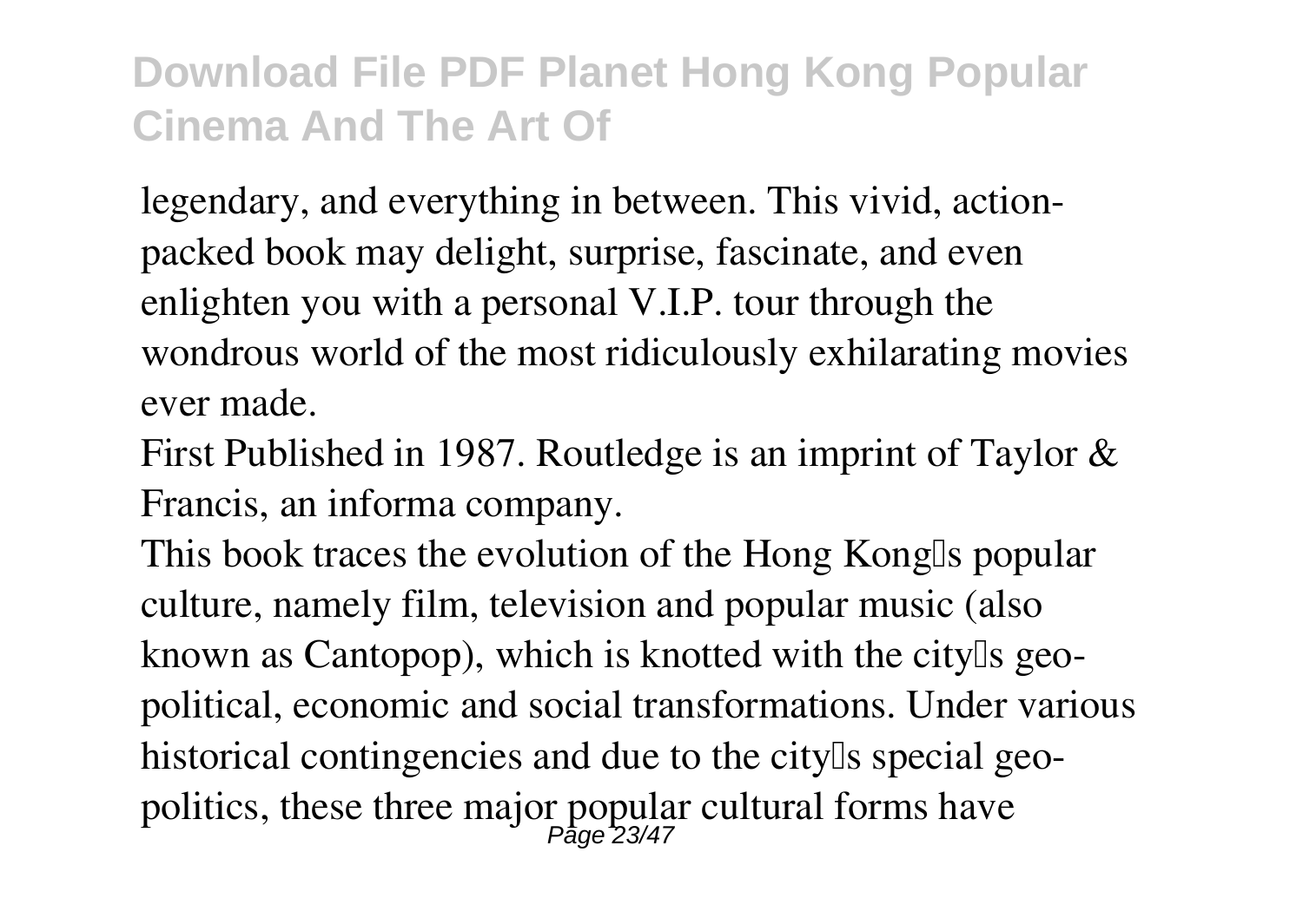legendary, and everything in between. This vivid, action-packed book may delight, surprise, fascinate, and even enlighten you with a personal V.I.P. tour through the wondrous world of the most ridiculously exhilarating movies ever made.

First Published in 1987. Routledge is an imprint of Taylor & Francis, an informa company.

This book traces the evolution of the Hong Kong's popular culture, namely film, television and popular music (also known as Cantopop), which is knotted with the city's geo-political, economic and social transformations. Under various historical contingencies and due to the city's special geo-politics, these three major popular cultural forms have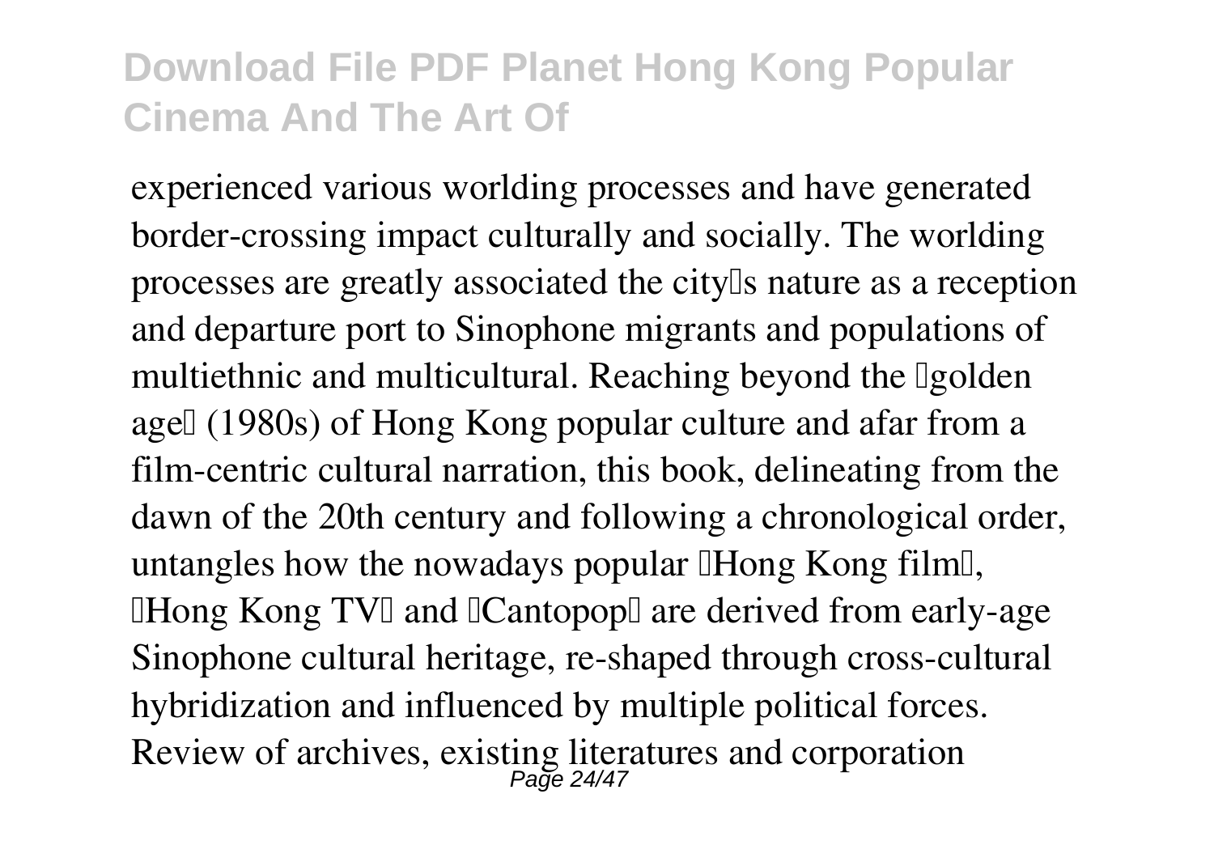experienced various worlding processes and have generated border-crossing impact culturally and socially. The worlding processes are greatly associated the city's nature as a reception and departure port to Sinophone migrants and populations of multiethnic and multicultural. Reaching beyond the 'golden age' (1980s) of Hong Kong popular culture and afar from a film-centric cultural narration, this book, delineating from the dawn of the 20th century and following a chronological order, untangles how the nowadays popular 'Hong Kong film', 'Hong Kong TV' and 'Cantopop' are derived from early-age Sinophone cultural heritage, re-shaped through cross-cultural hybridization and influenced by multiple political forces. Review of archives, existing literatures and corporation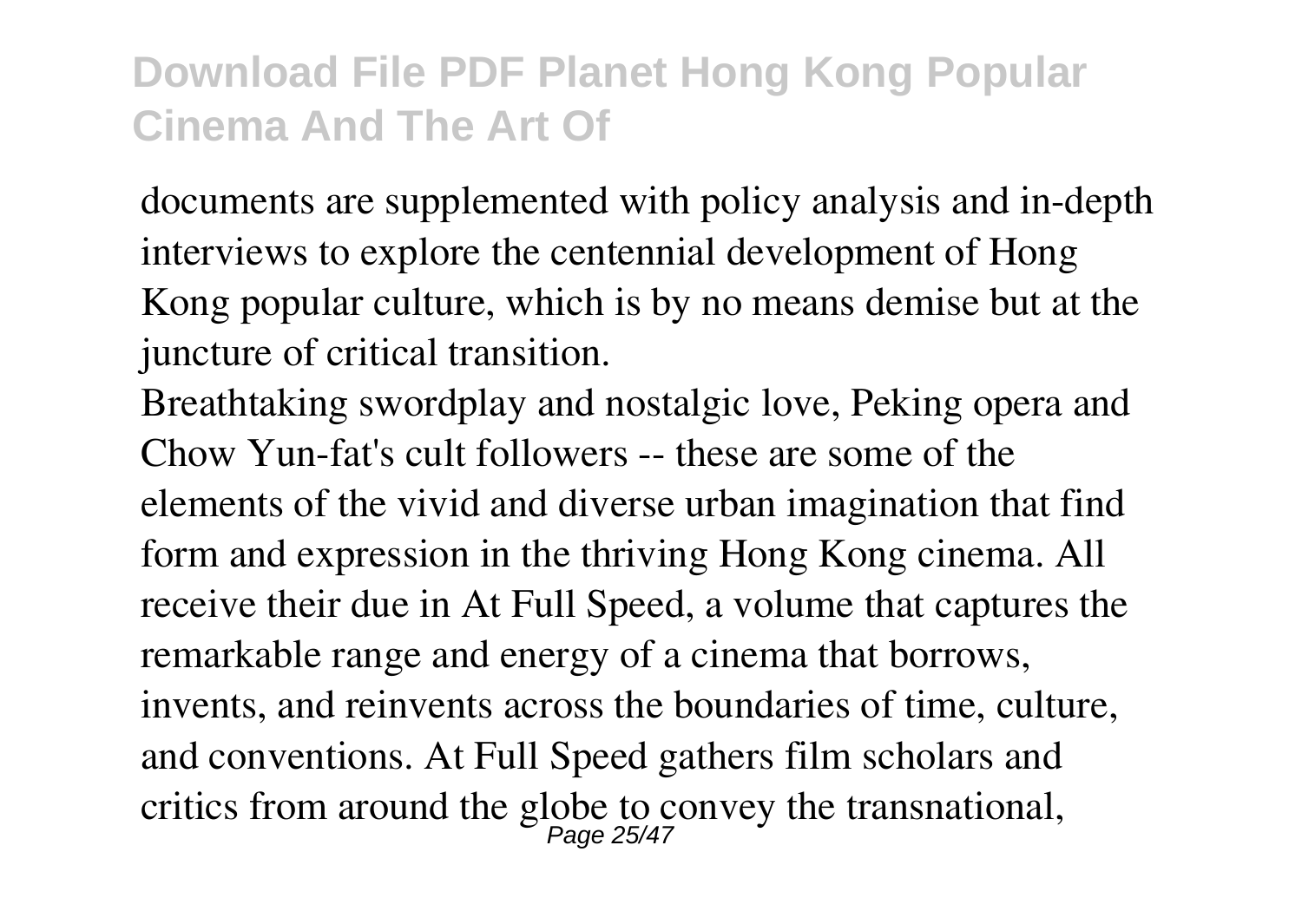documents are supplemented with policy analysis and in-depth interviews to explore the centennial development of Hong Kong popular culture, which is by no means demise but at the juncture of critical transition.

Breathtaking swordplay and nostalgic love, Peking opera and Chow Yun-fat's cult followers -- these are some of the elements of the vivid and diverse urban imagination that find form and expression in the thriving Hong Kong cinema. All receive their due in At Full Speed, a volume that captures the remarkable range and energy of a cinema that borrows, invents, and reinvents across the boundaries of time, culture, and conventions. At Full Speed gathers film scholars and critics from around the globe to convey the transnational,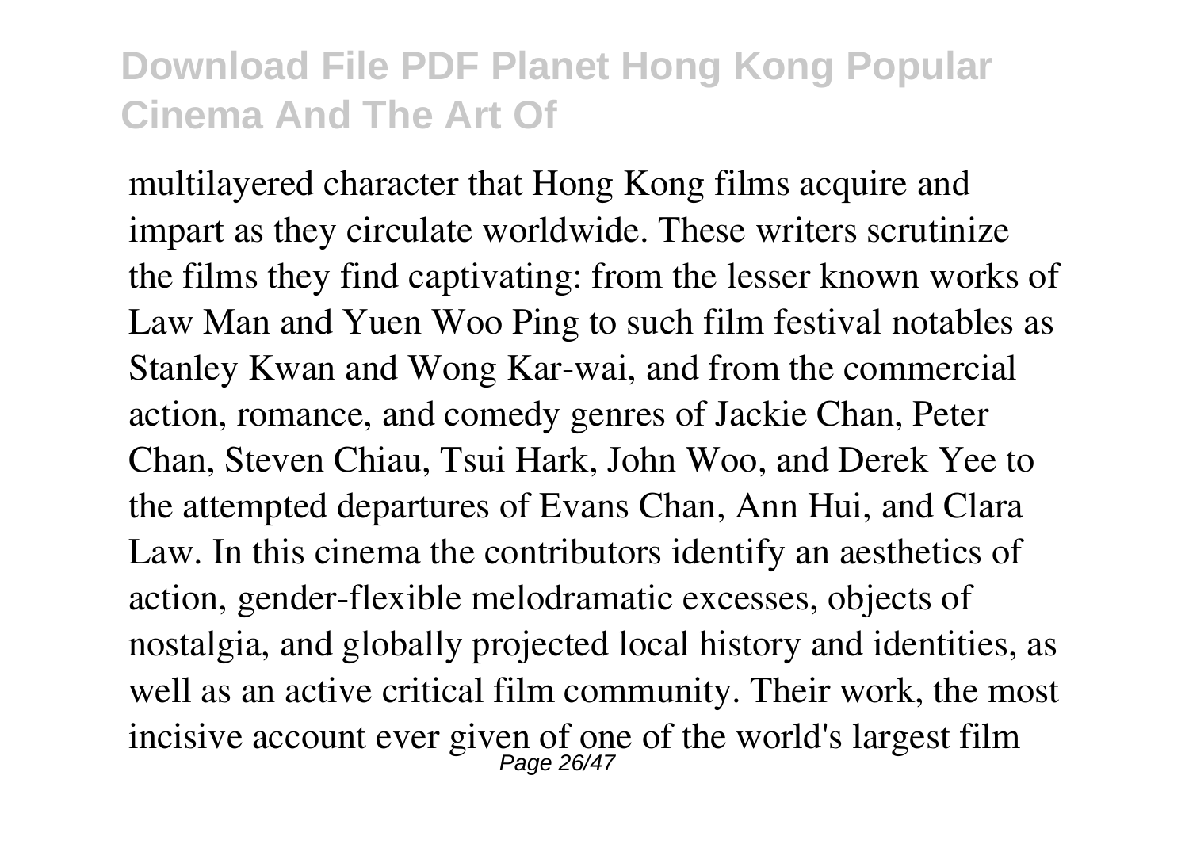multilayered character that Hong Kong films acquire and impart as they circulate worldwide. These writers scrutinize the films they find captivating: from the lesser known works of Law Man and Yuen Woo Ping to such film festival notables as Stanley Kwan and Wong Kar-wai, and from the commercial action, romance, and comedy genres of Jackie Chan, Peter Chan, Steven Chiau, Tsui Hark, John Woo, and Derek Yee to the attempted departures of Evans Chan, Ann Hui, and Clara Law. In this cinema the contributors identify an aesthetics of action, gender-flexible melodramatic excesses, objects of nostalgia, and globally projected local history and identities, as well as an active critical film community. Their work, the most incisive account ever given of one of the world's largest film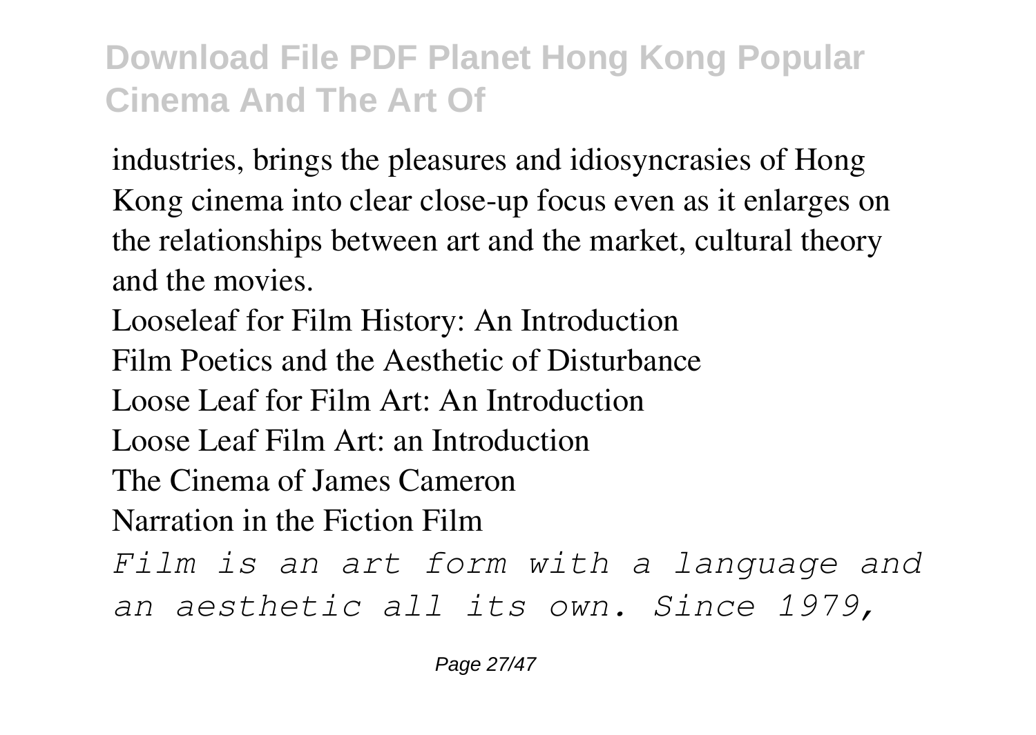industries, brings the pleasures and idiosyncrasies of Hong Kong cinema into clear close-up focus even as it enlarges on the relationships between art and the market, cultural theory and the movies.

Looseleaf for Film History: An Introduction

Film Poetics and the Aesthetic of Disturbance

Loose Leaf for Film Art: An Introduction

Loose Leaf Film Art: an Introduction

The Cinema of James Cameron

Narration in the Fiction Film

*Film is an art form with a language and an aesthetic all its own. Since 1979,*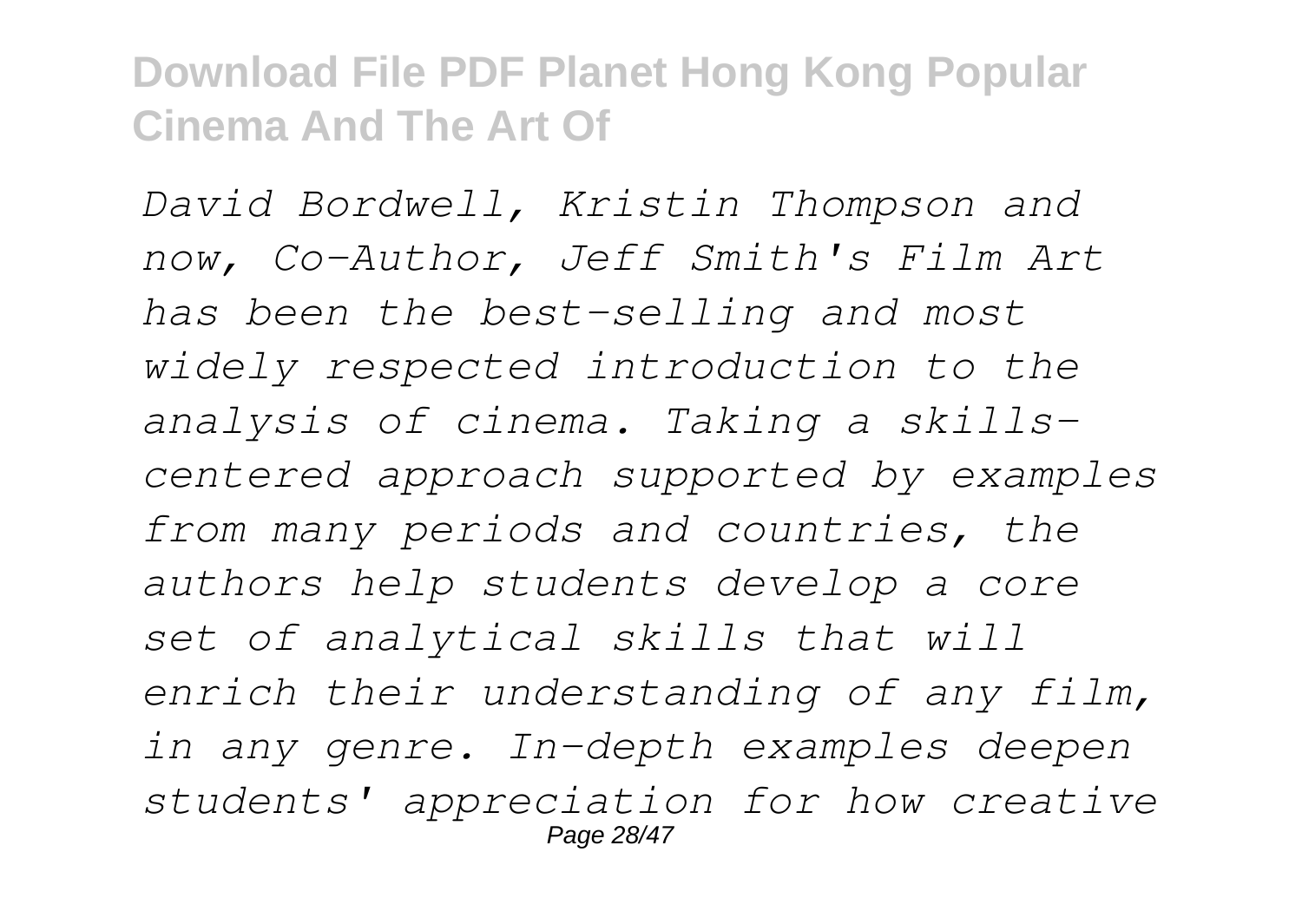*David Bordwell, Kristin Thompson and now, Co-Author, Jeff Smith's Film Art has been the best-selling and most widely respected introduction to the analysis of cinema. Taking a skills-centered approach supported by examples from many periods and countries, the authors help students develop a core set of analytical skills that will enrich their understanding of any film, in any genre. In-depth examples deepen students' appreciation for how creative*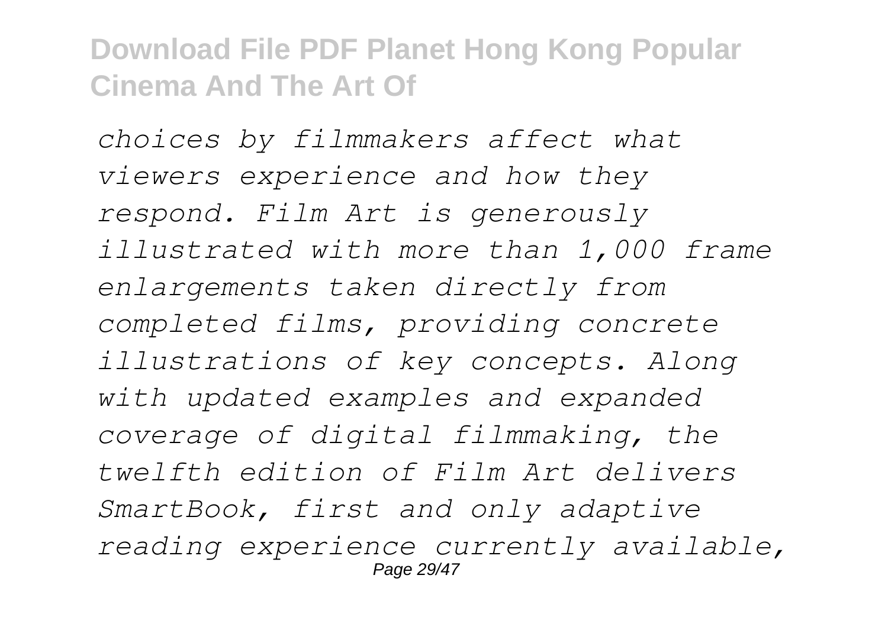*choices by filmmakers affect what viewers experience and how they respond. Film Art is generously illustrated with more than 1,000 frame enlargements taken directly from completed films, providing concrete illustrations of key concepts. Along with updated examples and expanded coverage of digital filmmaking, the twelfth edition of Film Art delivers SmartBook, first and only adaptive reading experience currently available,*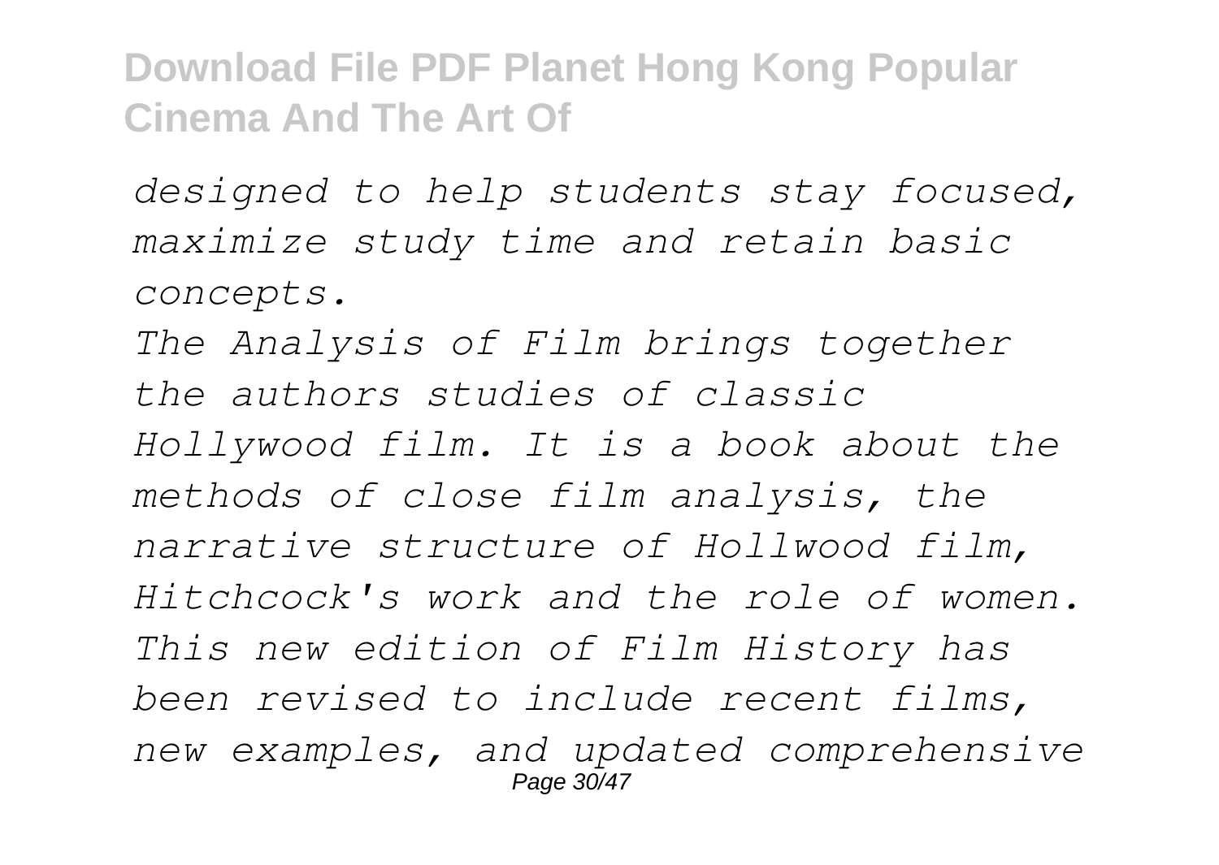*designed to help students stay focused, maximize study time and retain basic concepts.*

*The Analysis of Film brings together the authors studies of classic Hollywood film. It is a book about the methods of close film analysis, the narrative structure of Hollwood film, Hitchcock's work and the role of women.*

*This new edition of Film History has been revised to include recent films, new examples, and updated comprehensive*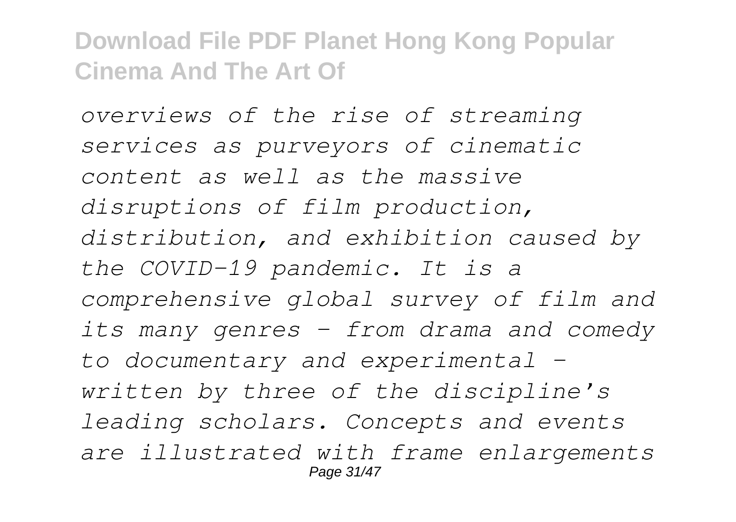*overviews of the rise of streaming services as purveyors of cinematic content as well as the massive disruptions of film production, distribution, and exhibition caused by the COVID-19 pandemic. It is a comprehensive global survey of film and its many genres – from drama and comedy to documentary and experimental – written by three of the discipline's leading scholars. Concepts and events are illustrated with frame enlargements*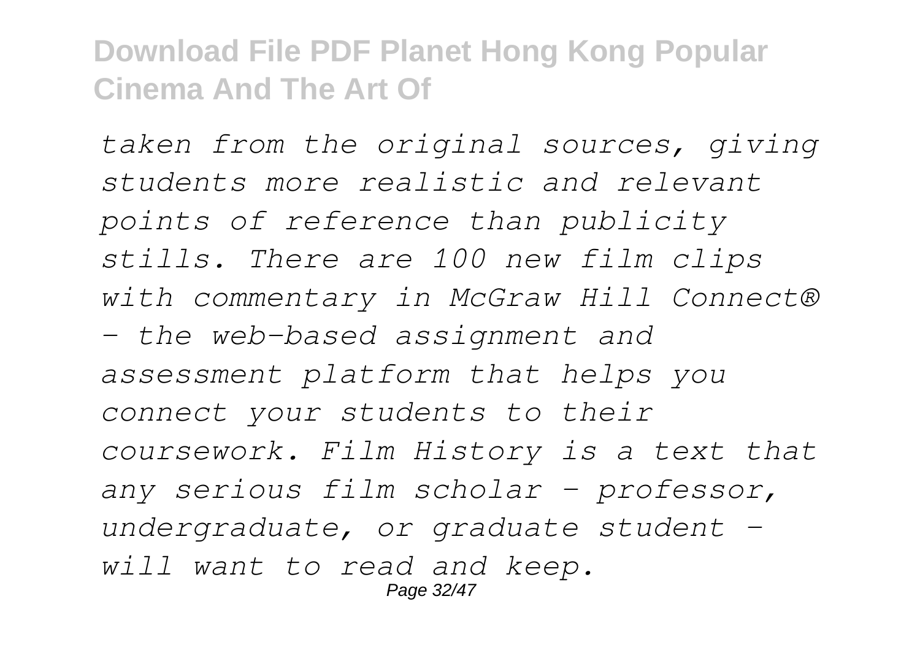*taken from the original sources, giving students more realistic and relevant points of reference than publicity stills. There are 100 new film clips with commentary in McGraw Hill Connect® – the web-based assignment and assessment platform that helps you connect your students to their coursework. Film History is a text that any serious film scholar – professor, undergraduate, or graduate student – will want to read and keep.*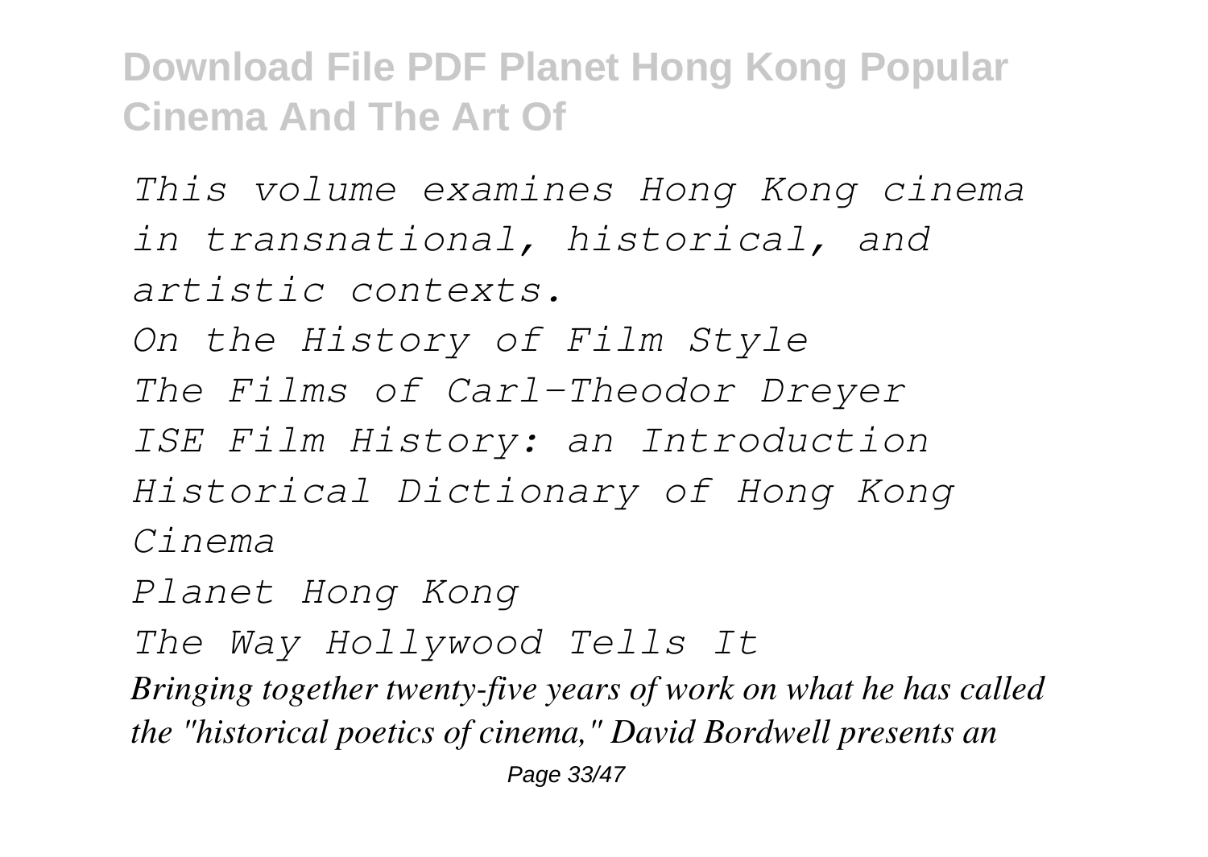# Download File PDF Planet Hong Kong Popular Cinema And The Art Of

*This volume examines Hong Kong cinema in transnational, historical, and artistic contexts.*

*On the History of Film Style*

*The Films of Carl-Theodor Dreyer*

*ISE Film History: an Introduction*

*Historical Dictionary of Hong Kong Cinema*

*Planet Hong Kong*

*The Way Hollywood Tells It*

***Bringing together twenty-five years of work on what he has called the "historical poetics of cinema," David Bordwell presents an***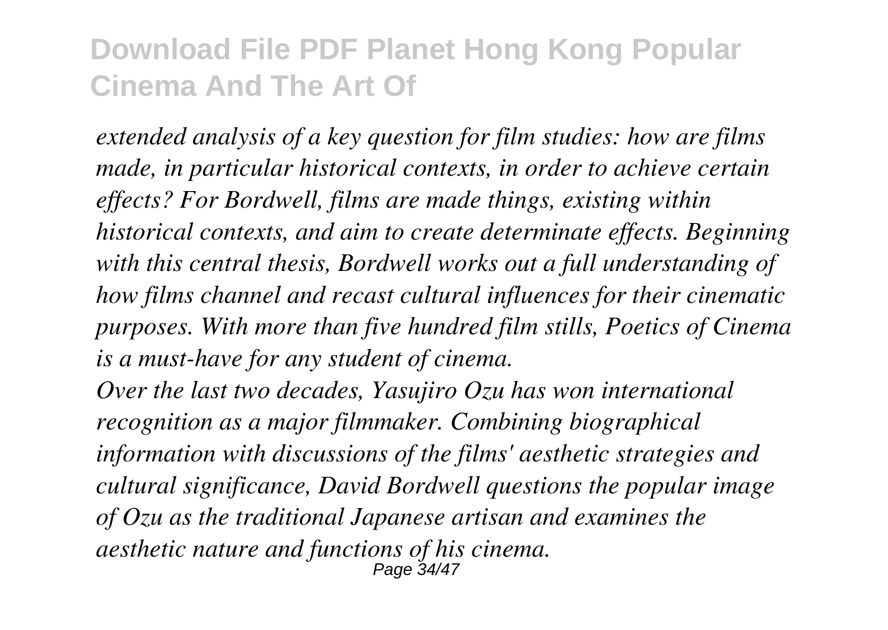*extended analysis of a key question for film studies: how are films made, in particular historical contexts, in order to achieve certain effects? For Bordwell, films are made things, existing within historical contexts, and aim to create determinate effects. Beginning with this central thesis, Bordwell works out a full understanding of how films channel and recast cultural influences for their cinematic purposes. With more than five hundred film stills, Poetics of Cinema is a must-have for any student of cinema.*

*Over the last two decades, Yasujiro Ozu has won international recognition as a major filmmaker. Combining biographical information with discussions of the films' aesthetic strategies and cultural significance, David Bordwell questions the popular image of Ozu as the traditional Japanese artisan and examines the aesthetic nature and functions of his cinema.*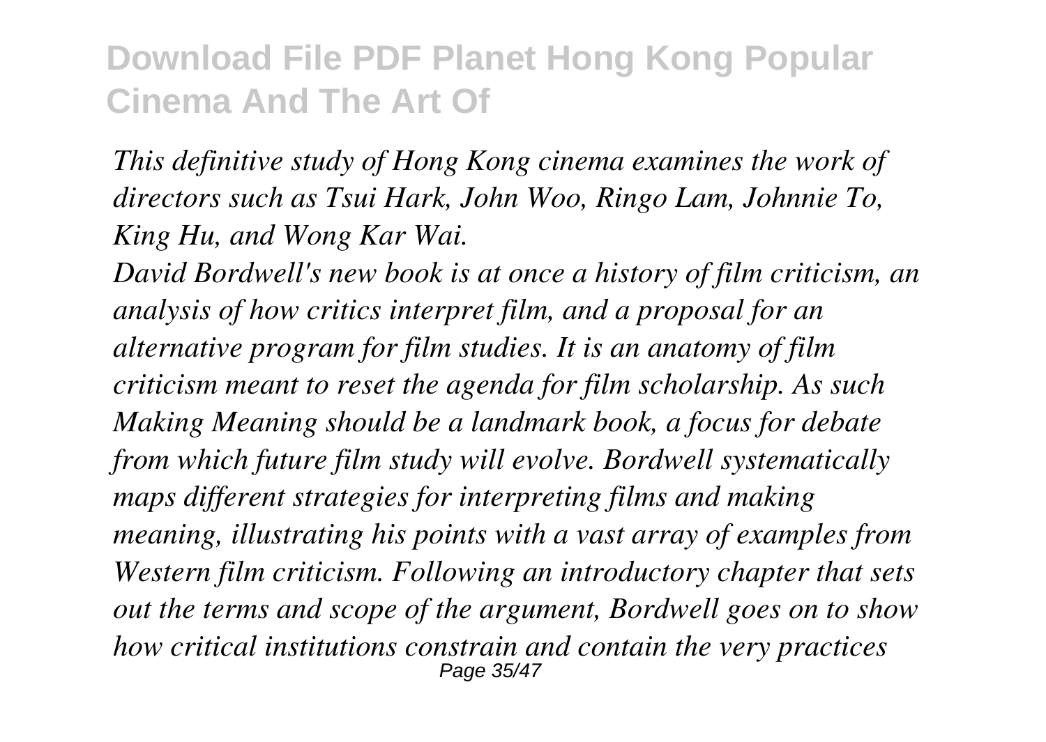*This definitive study of Hong Kong cinema examines the work of directors such as Tsui Hark, John Woo, Ringo Lam, Johnnie To, King Hu, and Wong Kar Wai.*

*David Bordwell's new book is at once a history of film criticism, an analysis of how critics interpret film, and a proposal for an alternative program for film studies. It is an anatomy of film criticism meant to reset the agenda for film scholarship. As such Making Meaning should be a landmark book, a focus for debate from which future film study will evolve. Bordwell systematically maps different strategies for interpreting films and making meaning, illustrating his points with a vast array of examples from Western film criticism. Following an introductory chapter that sets out the terms and scope of the argument, Bordwell goes on to show how critical institutions constrain and contain the very practices*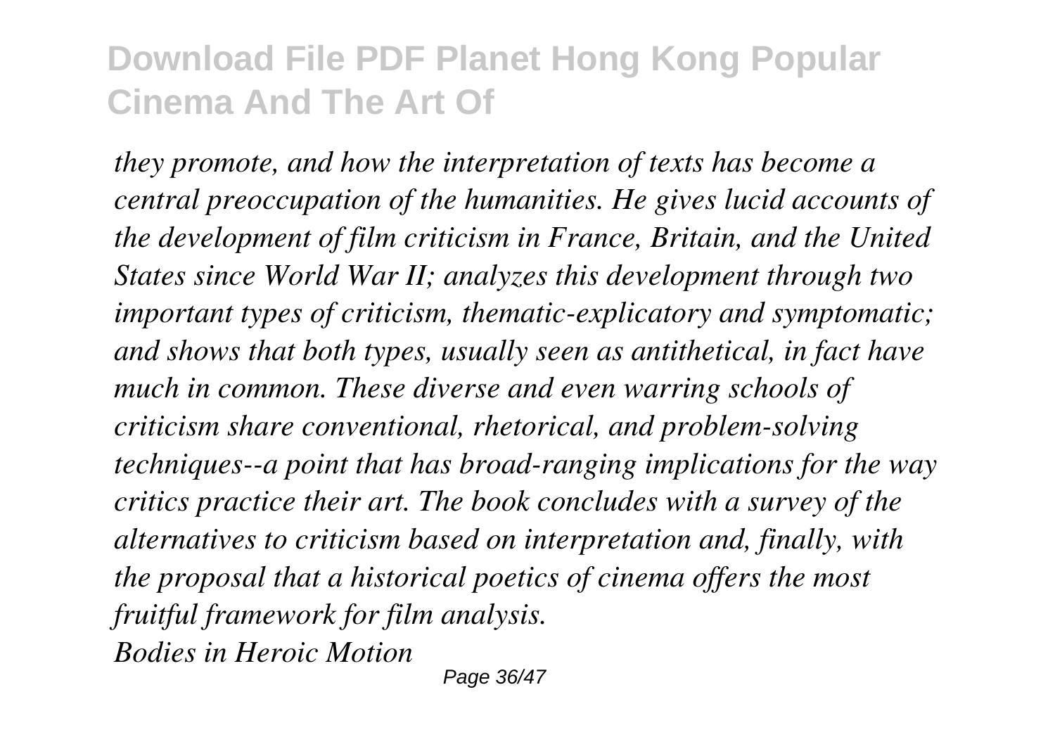*they promote, and how the interpretation of texts has become a central preoccupation of the humanities. He gives lucid accounts of the development of film criticism in France, Britain, and the United States since World War II; analyzes this development through two important types of criticism, thematic-explicatory and symptomatic; and shows that both types, usually seen as antithetical, in fact have much in common. These diverse and even warring schools of criticism share conventional, rhetorical, and problem-solving techniques--a point that has broad-ranging implications for the way critics practice their art. The book concludes with a survey of the alternatives to criticism based on interpretation and, finally, with the proposal that a historical poetics of cinema offers the most fruitful framework for film analysis.*

*Bodies in Heroic Motion*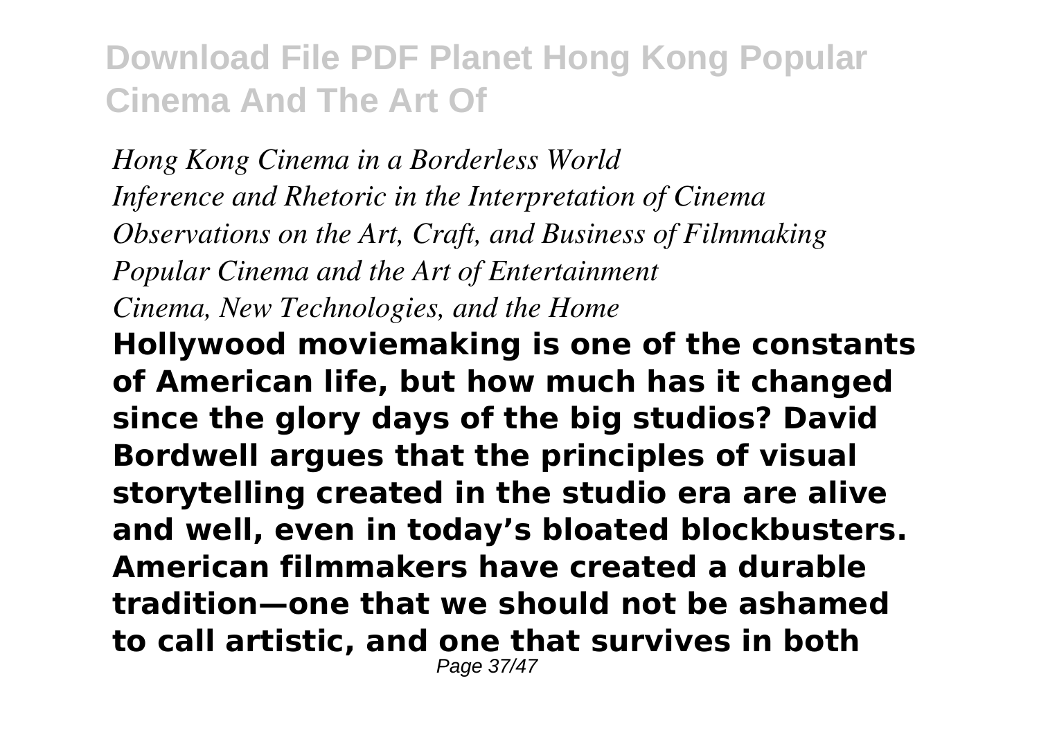*Hong Kong Cinema in a Borderless World*
*Inference and Rhetoric in the Interpretation of Cinema*
*Observations on the Art, Craft, and Business of Filmmaking*
*Popular Cinema and the Art of Entertainment*
*Cinema, New Technologies, and the Home*

**Hollywood moviemaking is one of the constants of American life, but how much has it changed since the glory days of the big studios? David Bordwell argues that the principles of visual storytelling created in the studio era are alive and well, even in today's bloated blockbusters. American filmmakers have created a durable tradition—one that we should not be ashamed to call artistic, and one that survives in both**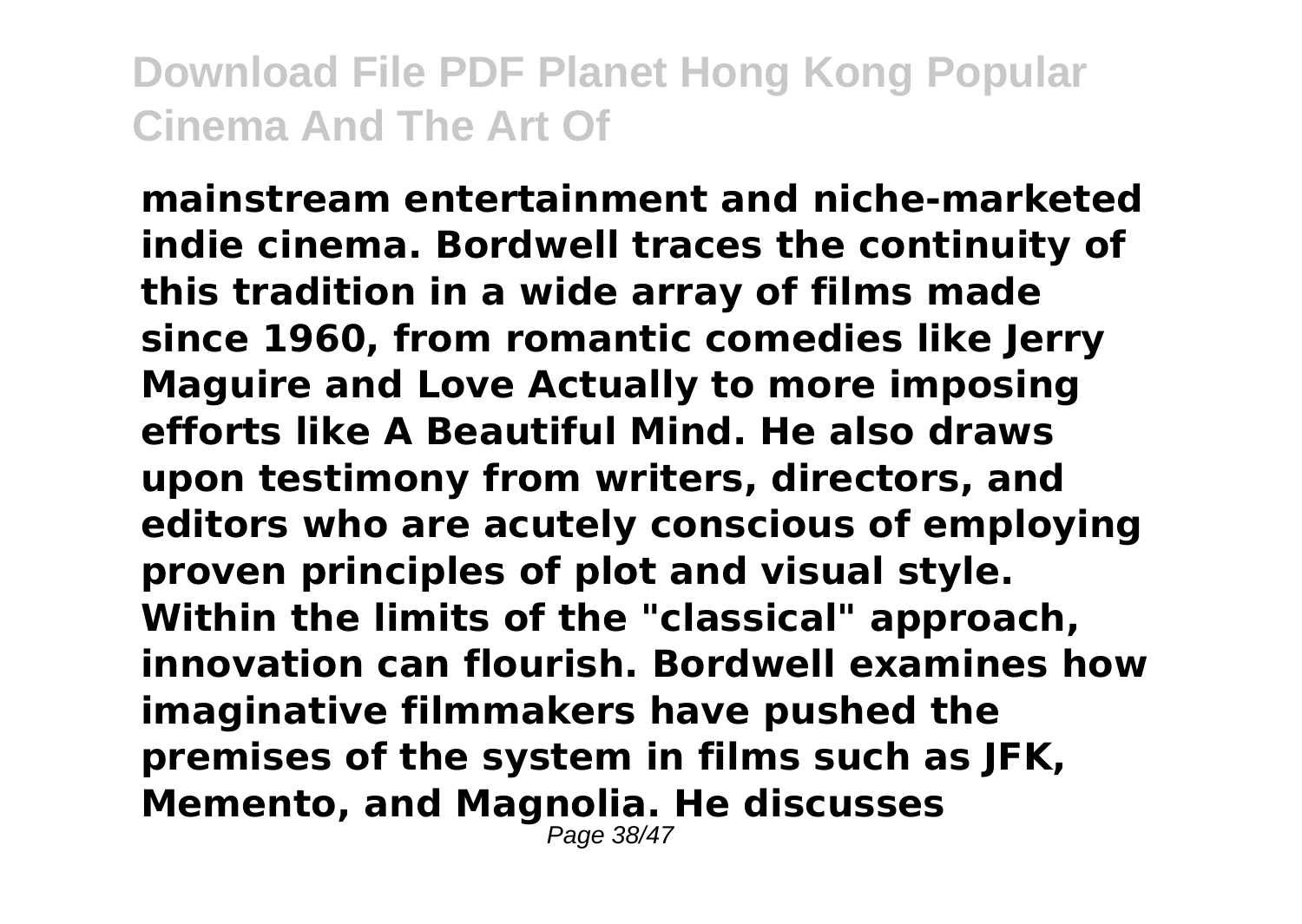**mainstream entertainment and niche-marketed indie cinema. Bordwell traces the continuity of this tradition in a wide array of films made since 1960, from romantic comedies like Jerry Maguire and Love Actually to more imposing efforts like A Beautiful Mind. He also draws upon testimony from writers, directors, and editors who are acutely conscious of employing proven principles of plot and visual style. Within the limits of the "classical" approach, innovation can flourish. Bordwell examines how imaginative filmmakers have pushed the premises of the system in films such as JFK, Memento, and Magnolia. He discusses**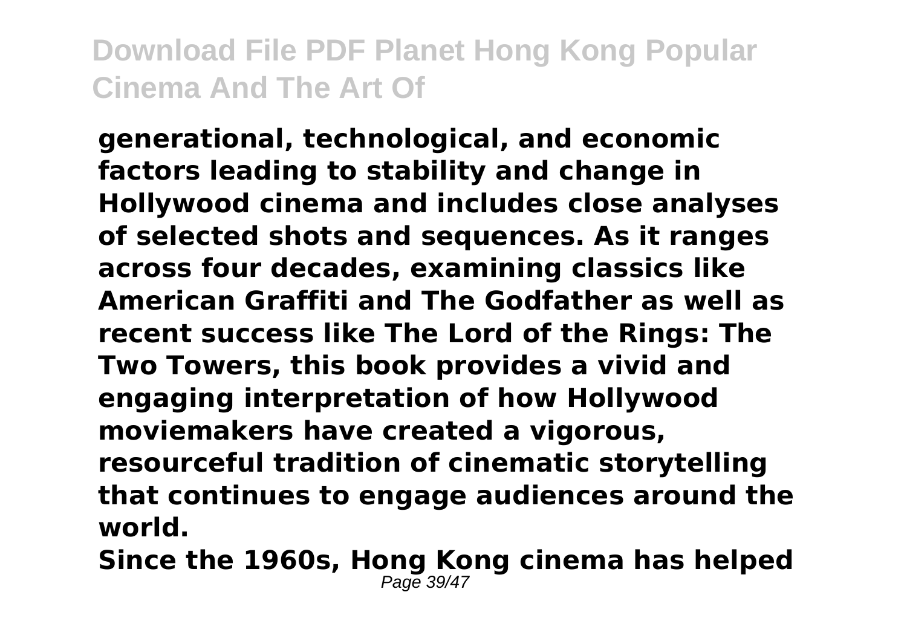**generational, technological, and economic factors leading to stability and change in Hollywood cinema and includes close analyses of selected shots and sequences. As it ranges across four decades, examining classics like American Graffiti and The Godfather as well as recent success like The Lord of the Rings: The Two Towers, this book provides a vivid and engaging interpretation of how Hollywood moviemakers have created a vigorous, resourceful tradition of cinematic storytelling that continues to engage audiences around the world.**

**Since the 1960s, Hong Kong cinema has helped**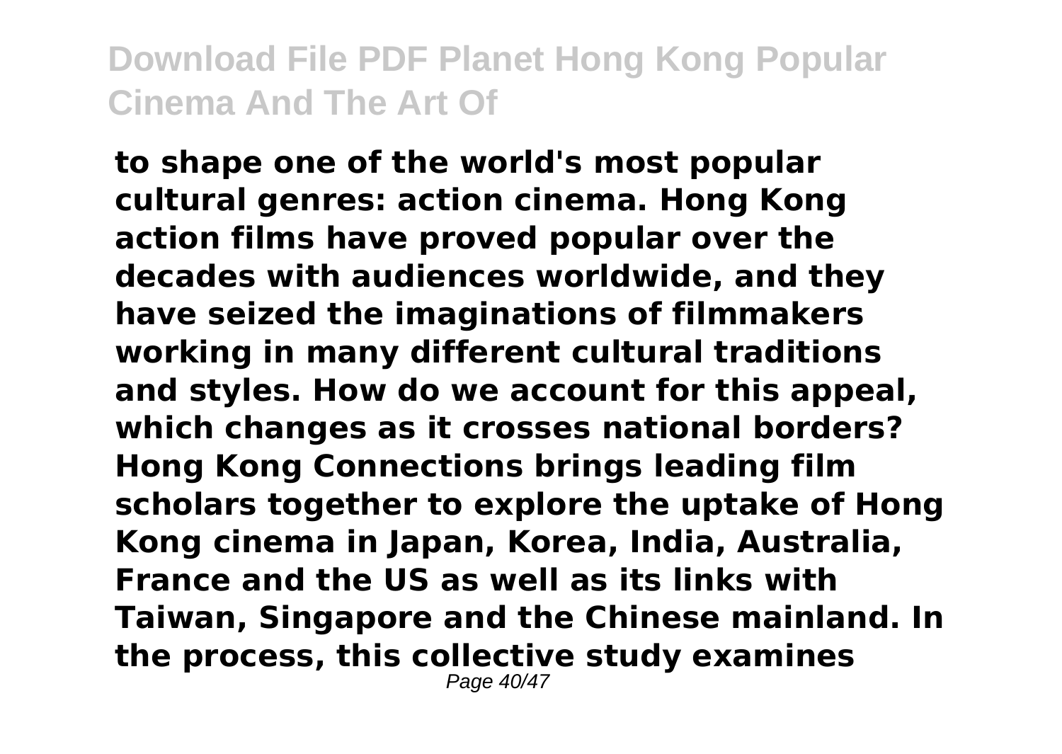**to shape one of the world's most popular cultural genres: action cinema. Hong Kong action films have proved popular over the decades with audiences worldwide, and they have seized the imaginations of filmmakers working in many different cultural traditions and styles. How do we account for this appeal, which changes as it crosses national borders? Hong Kong Connections brings leading film scholars together to explore the uptake of Hong Kong cinema in Japan, Korea, India, Australia, France and the US as well as its links with Taiwan, Singapore and the Chinese mainland. In the process, this collective study examines**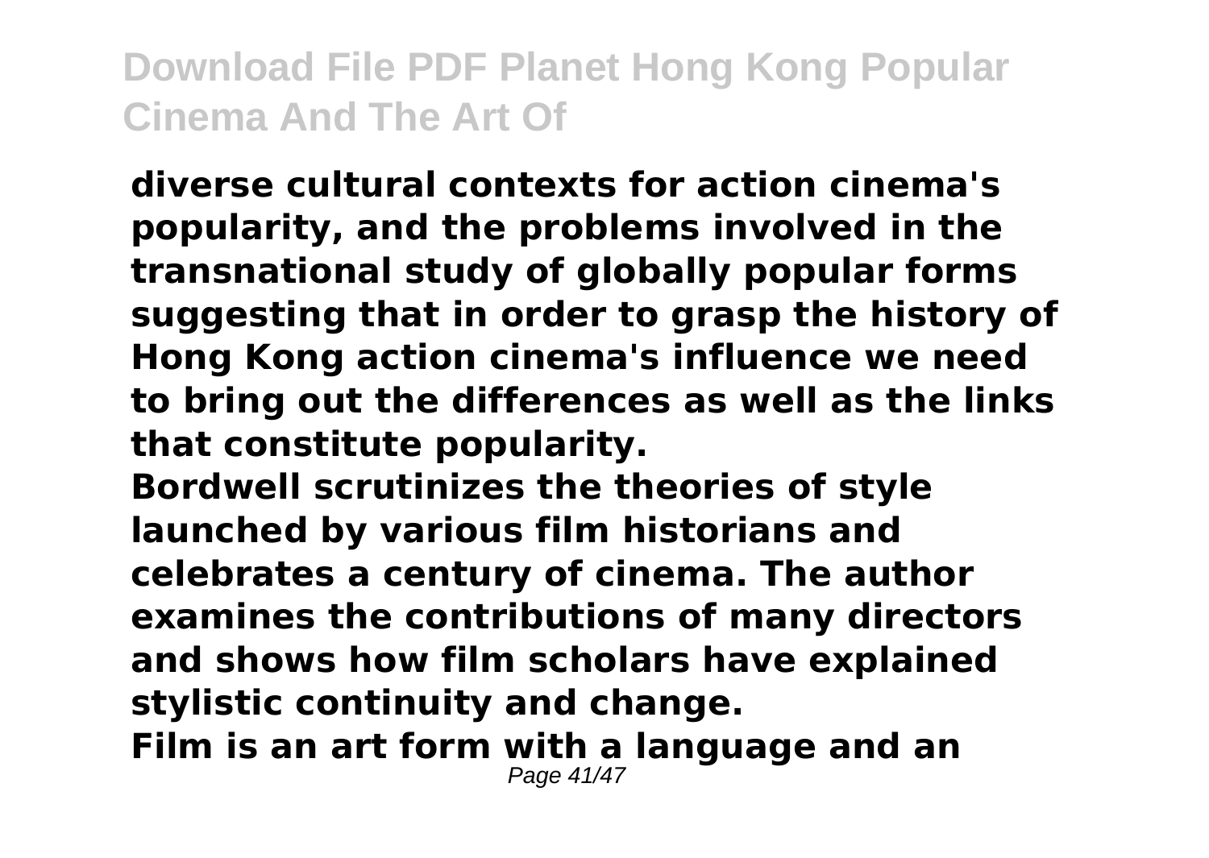**diverse cultural contexts for action cinema's popularity, and the problems involved in the transnational study of globally popular forms suggesting that in order to grasp the history of Hong Kong action cinema's influence we need to bring out the differences as well as the links that constitute popularity.**

**Bordwell scrutinizes the theories of style launched by various film historians and celebrates a century of cinema. The author examines the contributions of many directors and shows how film scholars have explained stylistic continuity and change.**

**Film is an art form with a language and an**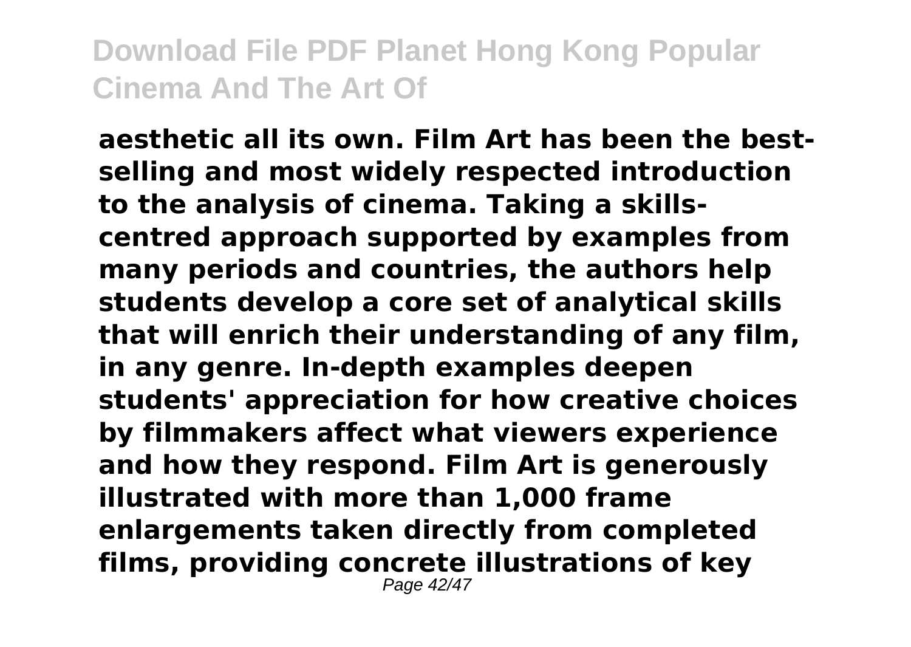**aesthetic all its own. Film Art has been the best-selling and most widely respected introduction to the analysis of cinema. Taking a skills-centred approach supported by examples from many periods and countries, the authors help students develop a core set of analytical skills that will enrich their understanding of any film, in any genre. In-depth examples deepen students' appreciation for how creative choices by filmmakers affect what viewers experience and how they respond. Film Art is generously illustrated with more than 1,000 frame enlargements taken directly from completed films, providing concrete illustrations of key**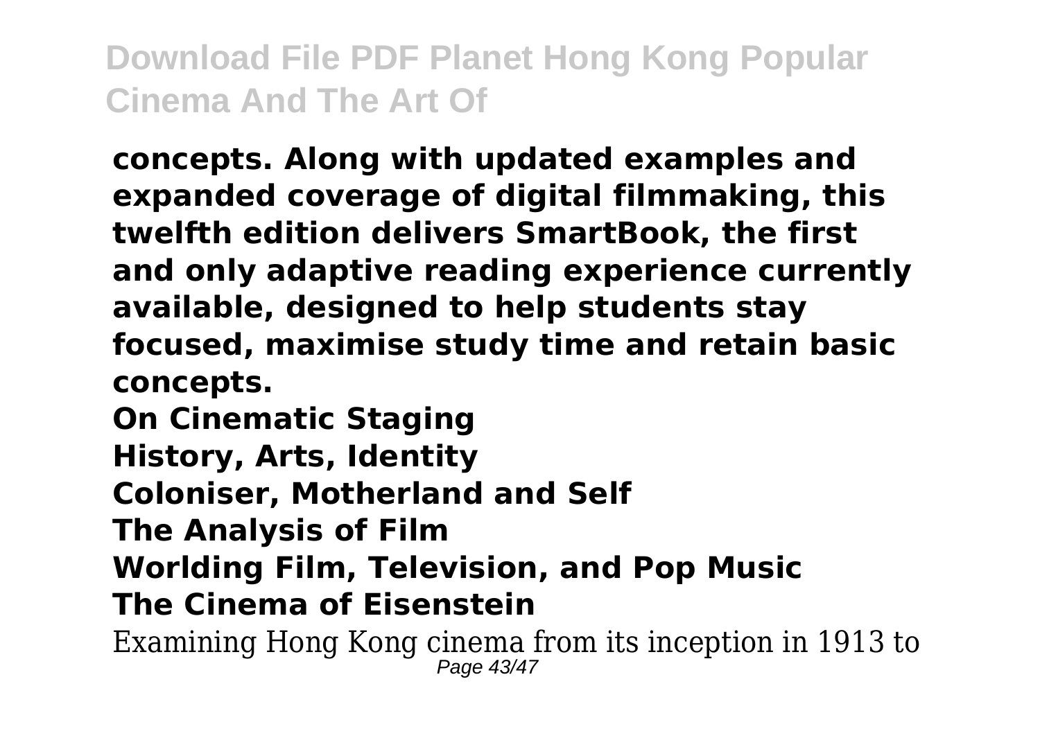**concepts. Along with updated examples and expanded coverage of digital filmmaking, this twelfth edition delivers SmartBook, the first and only adaptive reading experience currently available, designed to help students stay focused, maximise study time and retain basic concepts.**

**On Cinematic Staging**

**History, Arts, Identity**

**Coloniser, Motherland and Self**

**The Analysis of Film**

**Worlding Film, Television, and Pop Music**

**The Cinema of Eisenstein**

Examining Hong Kong cinema from its inception in 1913 to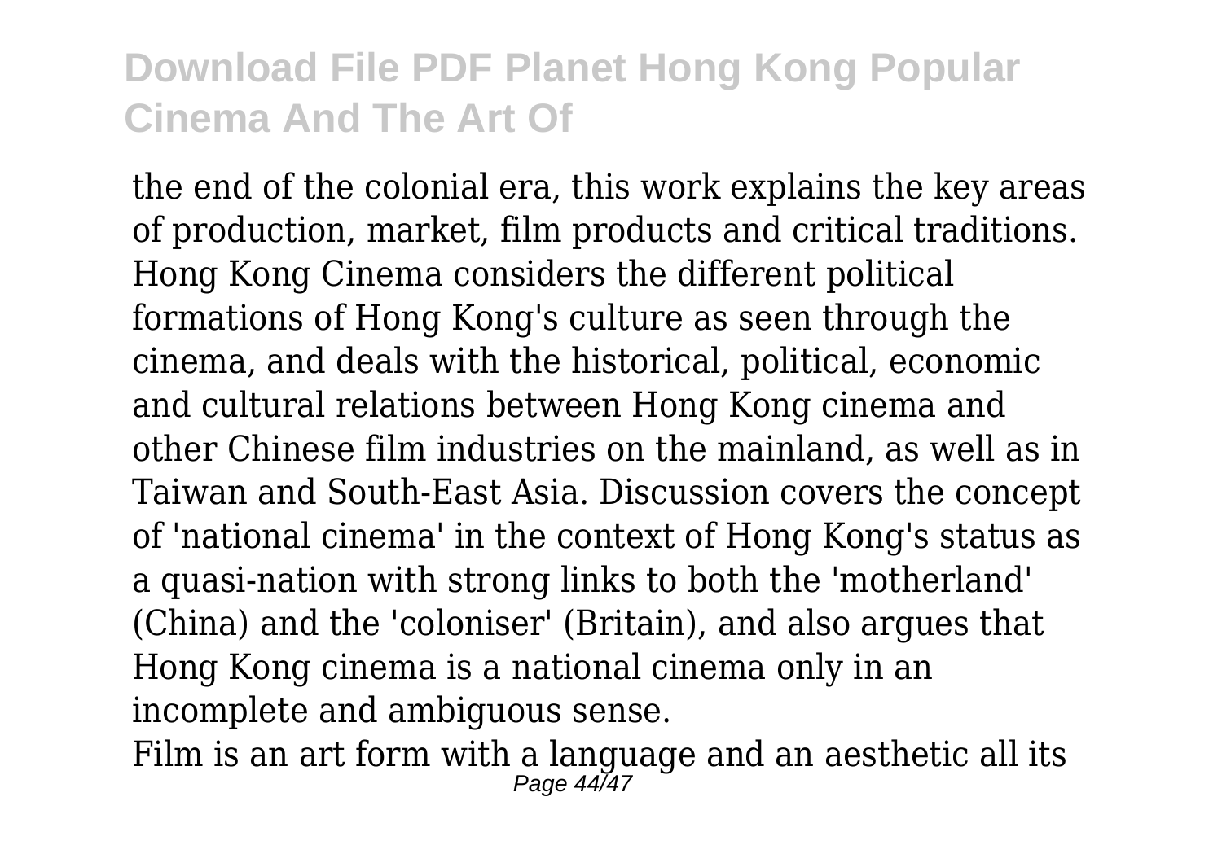the end of the colonial era, this work explains the key areas of production, market, film products and critical traditions. Hong Kong Cinema considers the different political formations of Hong Kong's culture as seen through the cinema, and deals with the historical, political, economic and cultural relations between Hong Kong cinema and other Chinese film industries on the mainland, as well as in Taiwan and South-East Asia. Discussion covers the concept of 'national cinema' in the context of Hong Kong's status as a quasi-nation with strong links to both the 'motherland' (China) and the 'coloniser' (Britain), and also argues that Hong Kong cinema is a national cinema only in an incomplete and ambiguous sense.

Film is an art form with a language and an aesthetic all its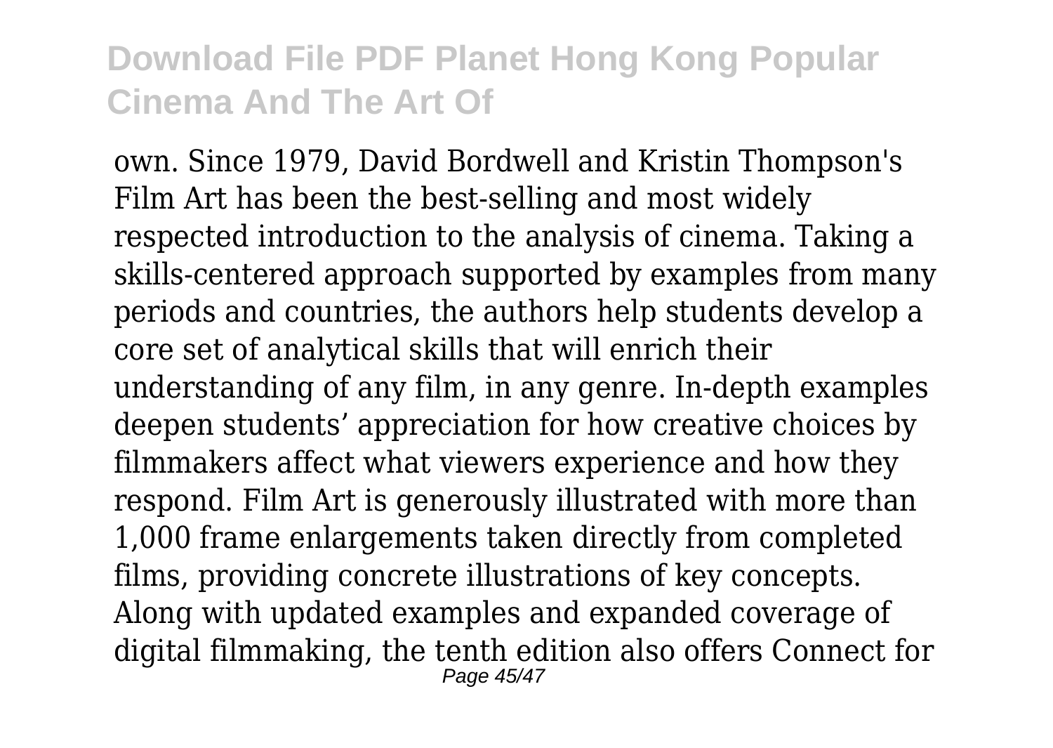own. Since 1979, David Bordwell and Kristin Thompson's Film Art has been the best-selling and most widely respected introduction to the analysis of cinema. Taking a skills-centered approach supported by examples from many periods and countries, the authors help students develop a core set of analytical skills that will enrich their understanding of any film, in any genre. In-depth examples deepen students' appreciation for how creative choices by filmmakers affect what viewers experience and how they respond. Film Art is generously illustrated with more than 1,000 frame enlargements taken directly from completed films, providing concrete illustrations of key concepts. Along with updated examples and expanded coverage of digital filmmaking, the tenth edition also offers Connect for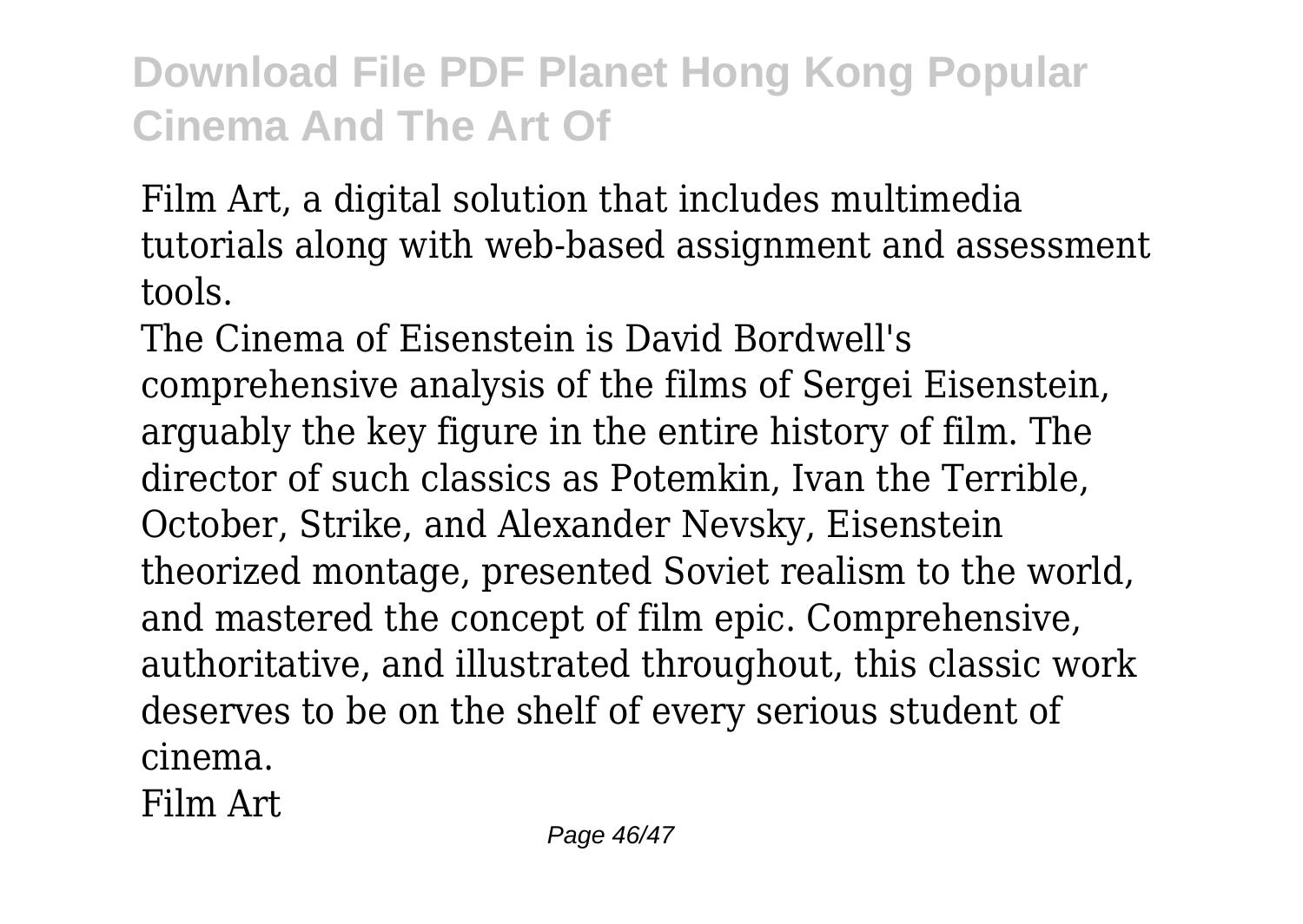Film Art, a digital solution that includes multimedia tutorials along with web-based assignment and assessment tools.

The Cinema of Eisenstein is David Bordwell's comprehensive analysis of the films of Sergei Eisenstein, arguably the key figure in the entire history of film. The director of such classics as Potemkin, Ivan the Terrible, October, Strike, and Alexander Nevsky, Eisenstein theorized montage, presented Soviet realism to the world, and mastered the concept of film epic. Comprehensive, authoritative, and illustrated throughout, this classic work deserves to be on the shelf of every serious student of cinema.

Film Art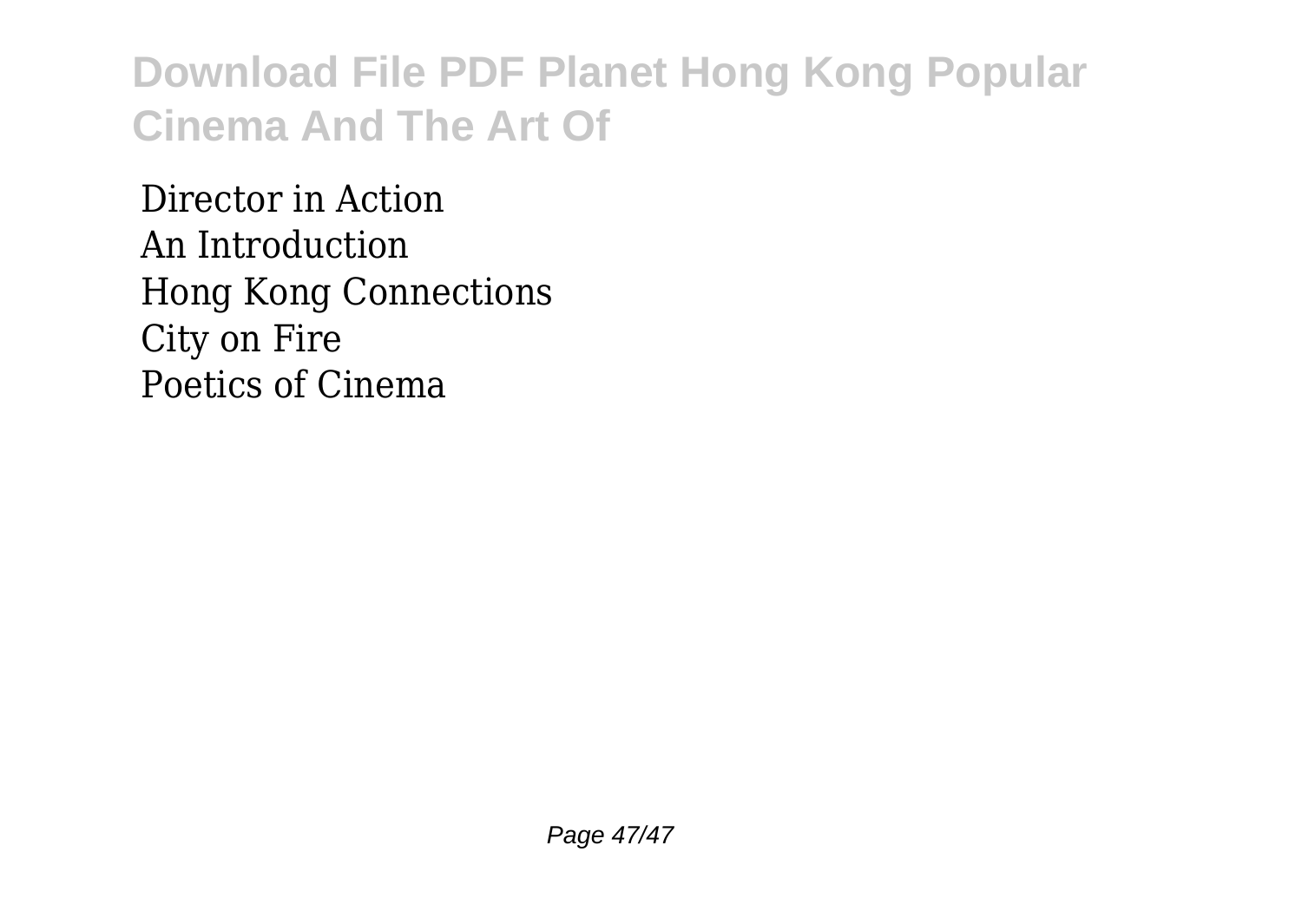Director in Action
An Introduction
Hong Kong Connections
City on Fire
Poetics of Cinema